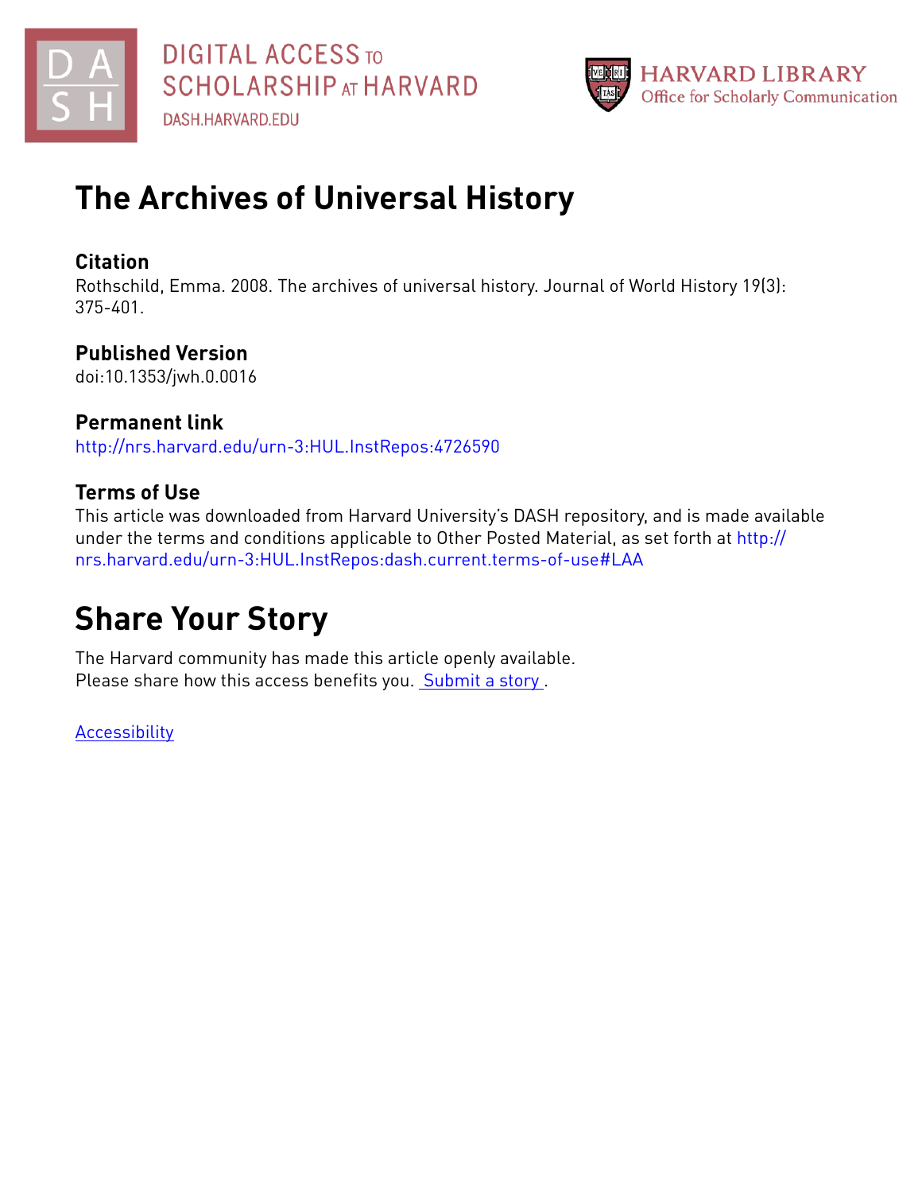DIGITAL ACCESS TO SCHOLARSHIP AT HARVARD

DASH.HARVARD.EDU

HARVARD LIBRARY
Office for Scholarly Communication

# The Archives of Universal History

### Citation

Rothschild, Emma. 2008. The archives of universal history. Journal of World History 19(3): 375-401.

### Published Version

doi:10.1353/jwh.0.0016

### Permanent link

http://nrs.harvard.edu/urn-3:HUL.InstRepos:4726590

### Terms of Use

This article was downloaded from Harvard University's DASH repository, and is made available under the terms and conditions applicable to Other Posted Material, as set forth at http://nrs.harvard.edu/urn-3:HUL.InstRepos:dash.current.terms-of-use#LAA

# Share Your Story

The Harvard community has made this article openly available.
Please share how this access benefits you. Submit a story .

Accessibility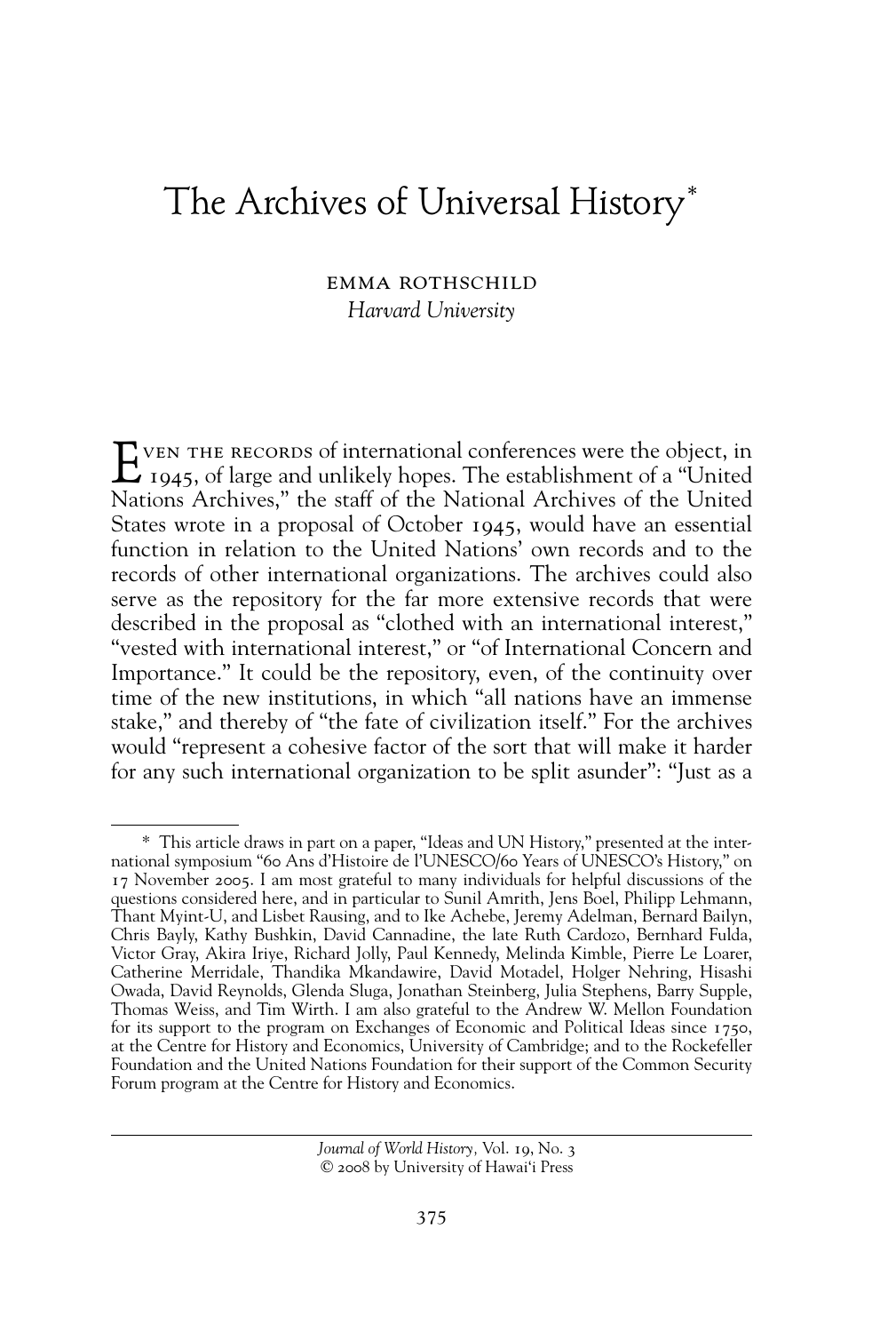# The Archives of Universal History*

EMMA ROTHSCHILD
*Harvard University*

EVEN THE RECORDS of international conferences were the object, in 1945, of large and unlikely hopes. The establishment of a "United Nations Archives," the staff of the National Archives of the United States wrote in a proposal of October 1945, would have an essential function in relation to the United Nations' own records and to the records of other international organizations. The archives could also serve as the repository for the far more extensive records that were described in the proposal as "clothed with an international interest," "vested with international interest," or "of International Concern and Importance." It could be the repository, even, of the continuity over time of the new institutions, in which "all nations have an immense stake," and thereby of "the fate of civilization itself." For the archives would "represent a cohesive factor of the sort that will make it harder for any such international organization to be split asunder": "Just as a

---

\* This article draws in part on a paper, "Ideas and UN History," presented at the international symposium "60 Ans d'Histoire de l'UNESCO/60 Years of UNESCO's History," on 17 November 2005. I am most grateful to many individuals for helpful discussions of the questions considered here, and in particular to Sunil Amrith, Jens Boel, Philipp Lehmann, Thant Myint-U, and Lisbet Rausing, and to Ike Achebe, Jeremy Adelman, Bernard Bailyn, Chris Bayly, Kathy Bushkin, David Cannadine, the late Ruth Cardozo, Bernhard Fulda, Victor Gray, Akira Iriye, Richard Jolly, Paul Kennedy, Melinda Kimble, Pierre Le Loarer, Catherine Merridale, Thandika Mkandawire, David Motadel, Holger Nehring, Hisashi Owada, David Reynolds, Glenda Sluga, Jonathan Steinberg, Julia Stephens, Barry Supple, Thomas Weiss, and Tim Wirth. I am also grateful to the Andrew W. Mellon Foundation for its support to the program on Exchanges of Economic and Political Ideas since 1750, at the Centre for History and Economics, University of Cambridge; and to the Rockefeller Foundation and the United Nations Foundation for their support of the Common Security Forum program at the Centre for History and Economics.

*Journal of World History*, Vol. 19, No. 3
© 2008 by University of Hawai'i Press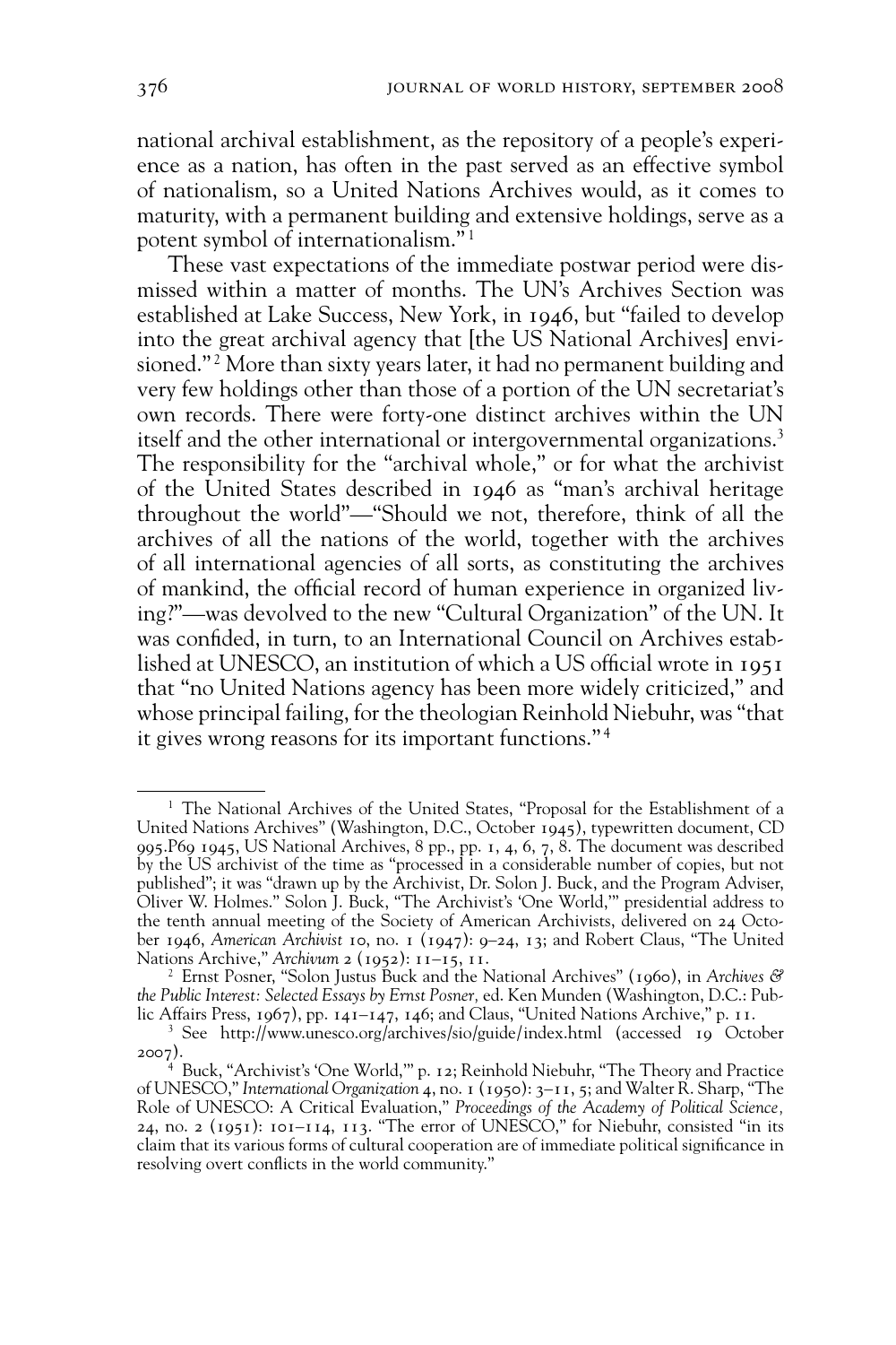national archival establishment, as the repository of a people's experience as a nation, has often in the past served as an effective symbol of nationalism, so a United Nations Archives would, as it comes to maturity, with a permanent building and extensive holdings, serve as a potent symbol of internationalism."[1]

These vast expectations of the immediate postwar period were dismissed within a matter of months. The UN's Archives Section was established at Lake Success, New York, in 1946, but "failed to develop into the great archival agency that [the US National Archives] envisioned."[2] More than sixty years later, it had no permanent building and very few holdings other than those of a portion of the UN secretariat's own records. There were forty-one distinct archives within the UN itself and the other international or intergovernmental organizations.[3] The responsibility for the "archival whole," or for what the archivist of the United States described in 1946 as "man's archival heritage throughout the world"—"Should we not, therefore, think of all the archives of all the nations of the world, together with the archives of all international agencies of all sorts, as constituting the archives of mankind, the official record of human experience in organized living?"—was devolved to the new "Cultural Organization" of the UN. It was confided, in turn, to an International Council on Archives established at UNESCO, an institution of which a US official wrote in 1951 that "no United Nations agency has been more widely criticized," and whose principal failing, for the theologian Reinhold Niebuhr, was "that it gives wrong reasons for its important functions."[4]

---

[1] The National Archives of the United States, "Proposal for the Establishment of a United Nations Archives" (Washington, D.C., October 1945), typewritten document, CD 995.P69 1945, US National Archives, 8 pp., pp. 1, 4, 6, 7, 8. The document was described by the US archivist of the time as "processed in a considerable number of copies, but not published"; it was "drawn up by the Archivist, Dr. Solon J. Buck, and the Program Adviser, Oliver W. Holmes." Solon J. Buck, "The Archivist's 'One World,'" presidential address to the tenth annual meeting of the Society of American Archivists, delivered on 24 October 1946, *American Archivist* 10, no. 1 (1947): 9–24, 13; and Robert Claus, "The United Nations Archive," *Archivum* 2 (1952): 11–15, 11.

[2] Ernst Posner, "Solon Justus Buck and the National Archives" (1960), in *Archives & the Public Interest: Selected Essays by Ernst Posner,* ed. Ken Munden (Washington, D.C.: Public Affairs Press, 1967), pp. 141–147, 146; and Claus, "United Nations Archive," p. 11.

[3] See http://www.unesco.org/archives/sio/guide/index.html (accessed 19 October 2007).

[4] Buck, "Archivist's 'One World,'" p. 12; Reinhold Niebuhr, "The Theory and Practice of UNESCO," *International Organization* 4, no. 1 (1950): 3–11, 5; and Walter R. Sharp, "The Role of UNESCO: A Critical Evaluation," *Proceedings of the Academy of Political Science,* 24, no. 2 (1951): 101–114, 113. "The error of UNESCO," for Niebuhr, consisted "in its claim that its various forms of cultural cooperation are of immediate political significance in resolving overt conflicts in the world community."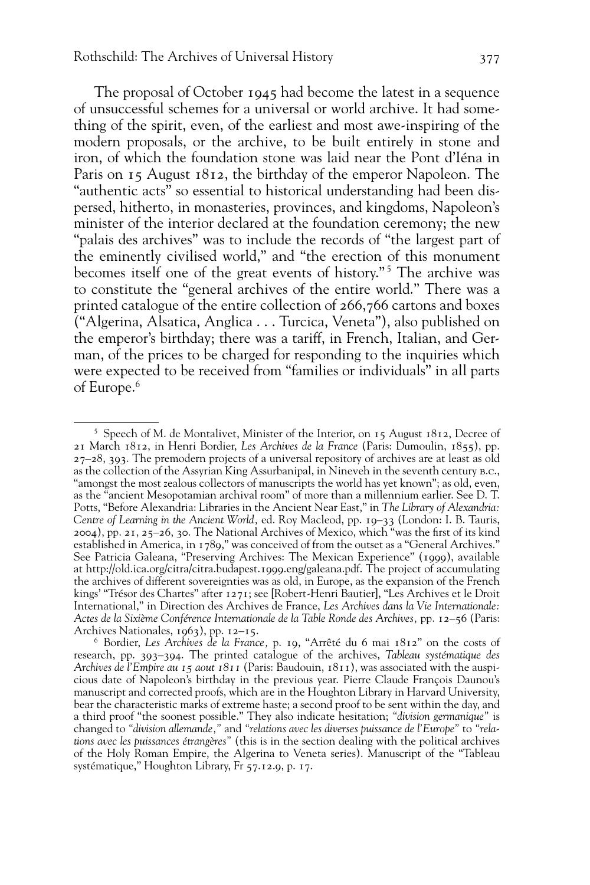The proposal of October 1945 had become the latest in a sequence of unsuccessful schemes for a universal or world archive. It had something of the spirit, even, of the earliest and most awe-inspiring of the modern proposals, or the archive, to be built entirely in stone and iron, of which the foundation stone was laid near the Pont d'Iéna in Paris on 15 August 1812, the birthday of the emperor Napoleon. The "authentic acts" so essential to historical understanding had been dispersed, hitherto, in monasteries, provinces, and kingdoms, Napoleon's minister of the interior declared at the foundation ceremony; the new "palais des archives" was to include the records of "the largest part of the eminently civilised world," and "the erection of this monument becomes itself one of the great events of history."[5] The archive was to constitute the "general archives of the entire world." There was a printed catalogue of the entire collection of 266,766 cartons and boxes ("Algerina, Alsatica, Anglica . . . Turcica, Veneta"), also published on the emperor's birthday; there was a tariff, in French, Italian, and German, of the prices to be charged for responding to the inquiries which were expected to be received from "families or individuals" in all parts of Europe.[6]

---

[5] Speech of M. de Montalivet, Minister of the Interior, on 15 August 1812, Decree of 21 March 1812, in Henri Bordier, *Les Archives de la France* (Paris: Dumoulin, 1855), pp. 27–28, 393. The premodern projects of a universal repository of archives are at least as old as the collection of the Assyrian King Assurbanipal, in Nineveh in the seventh century B.C., "amongst the most zealous collectors of manuscripts the world has yet known"; as old, even, as the "ancient Mesopotamian archival room" of more than a millennium earlier. See D. T. Potts, "Before Alexandria: Libraries in the Ancient Near East," in *The Library of Alexandria: Centre of Learning in the Ancient World,* ed. Roy Macleod, pp. 19–33 (London: I. B. Tauris, 2004), pp. 21, 25–26, 30. The National Archives of Mexico, which "was the first of its kind established in America, in 1789," was conceived of from the outset as a "General Archives." See Patricia Galeana, "Preserving Archives: The Mexican Experience" (1999), available at http://old.ica.org/citra/citra.budapest.1999.eng/galeana.pdf. The project of accumulating the archives of different sovereignties was as old, in Europe, as the expansion of the French kings' "Trésor des Chartes" after 1271; see [Robert-Henri Bautier], "Les Archives et le Droit International," in Direction des Archives de France, *Les Archives dans la Vie Internationale: Actes de la Sixième Conférence Internationale de la Table Ronde des Archives,* pp. 12–56 (Paris: Archives Nationales, 1963), pp. 12–15.

[6] Bordier, *Les Archives de la France,* p. 19, "Arrêté du 6 mai 1812" on the costs of research, pp. 393–394. The printed catalogue of the archives, *Tableau systématique des Archives de l'Empire au 15 aout 1811* (Paris: Baudouin, 1811), was associated with the auspicious date of Napoleon's birthday in the previous year. Pierre Claude François Daunou's manuscript and corrected proofs, which are in the Houghton Library in Harvard University, bear the characteristic marks of extreme haste; a second proof to be sent within the day, and a third proof "the soonest possible." They also indicate hesitation; *"division germanique"* is changed to *"division allemande,"* and *"relations avec les diverses puissance de l'Europe"* to *"relations avec les puissances étrangères"* (this is in the section dealing with the political archives of the Holy Roman Empire, the Algerina to Veneta series). Manuscript of the "Tableau systématique," Houghton Library, Fr 57.12.9, p. 17.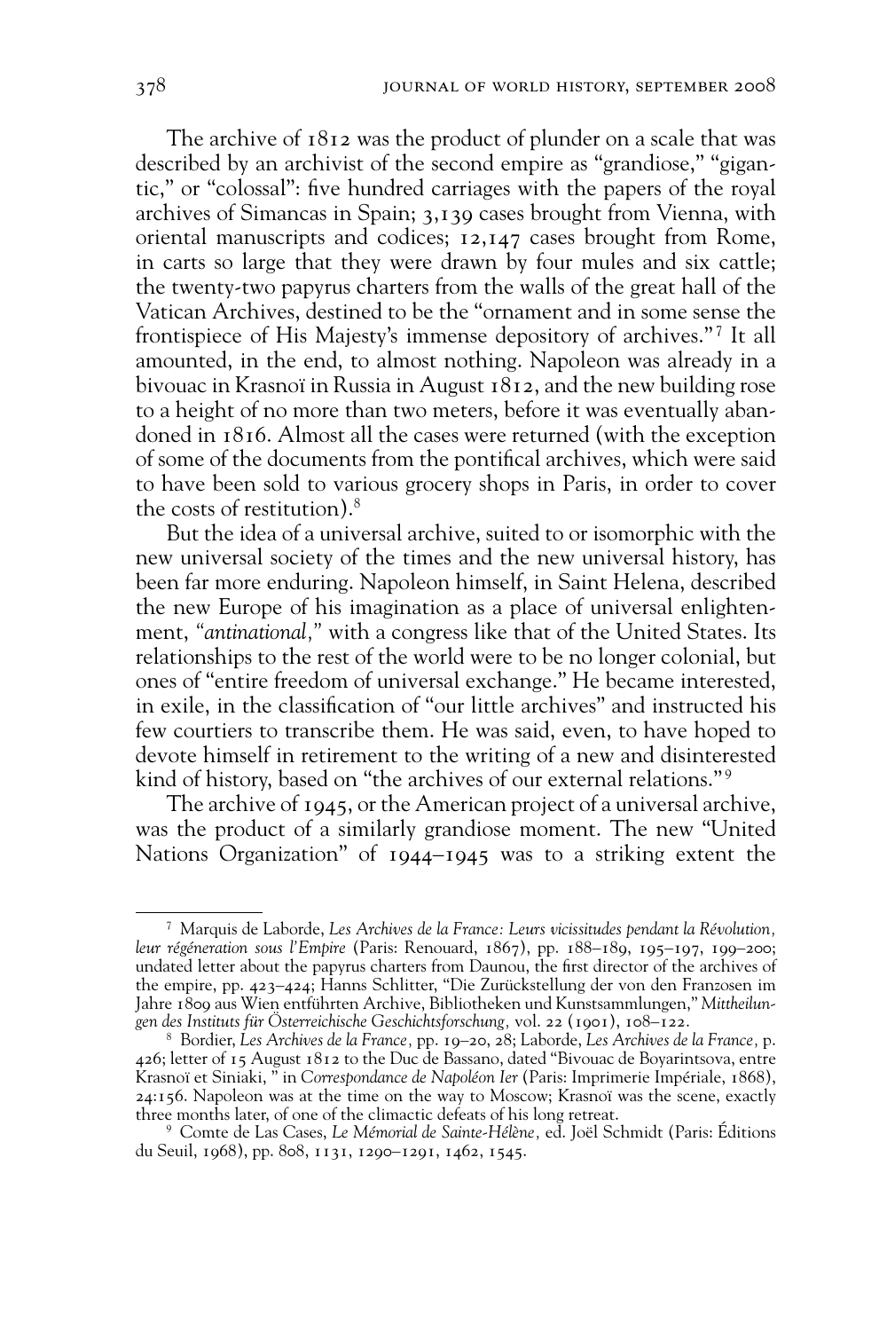The archive of 1812 was the product of plunder on a scale that was described by an archivist of the second empire as "grandiose," "gigantic," or "colossal": five hundred carriages with the papers of the royal archives of Simancas in Spain; 3,139 cases brought from Vienna, with oriental manuscripts and codices; 12,147 cases brought from Rome, in carts so large that they were drawn by four mules and six cattle; the twenty-two papyrus charters from the walls of the great hall of the Vatican Archives, destined to be the "ornament and in some sense the frontispiece of His Majesty's immense depository of archives."[7] It all amounted, in the end, to almost nothing. Napoleon was already in a bivouac in Krasnoï in Russia in August 1812, and the new building rose to a height of no more than two meters, before it was eventually abandoned in 1816. Almost all the cases were returned (with the exception of some of the documents from the pontifical archives, which were said to have been sold to various grocery shops in Paris, in order to cover the costs of restitution).[8]

But the idea of a universal archive, suited to or isomorphic with the new universal society of the times and the new universal history, has been far more enduring. Napoleon himself, in Saint Helena, described the new Europe of his imagination as a place of universal enlightenment, *"antinational,"* with a congress like that of the United States. Its relationships to the rest of the world were to be no longer colonial, but ones of "entire freedom of universal exchange." He became interested, in exile, in the classification of "our little archives" and instructed his few courtiers to transcribe them. He was said, even, to have hoped to devote himself in retirement to the writing of a new and disinterested kind of history, based on "the archives of our external relations."[9]

The archive of 1945, or the American project of a universal archive, was the product of a similarly grandiose moment. The new "United Nations Organization" of 1944–1945 was to a striking extent the

---

[7] Marquis de Laborde, *Les Archives de la France: Leurs vicissitudes pendant la Révolution, leur régéneration sous l'Empire* (Paris: Renouard, 1867), pp. 188–189, 195–197, 199–200; undated letter about the papyrus charters from Daunou, the first director of the archives of the empire, pp. 423–424; Hanns Schlitter, "Die Zurückstellung der von den Franzosen im Jahre 1809 aus Wien entführten Archive, Bibliotheken und Kunstsammlungen," *Mittheilungen des Instituts für Österreichische Geschichtsforschung,* vol. 22 (1901), 108–122.

[8] Bordier, *Les Archives de la France,* pp. 19–20, 28; Laborde, *Les Archives de la France,* p. 426; letter of 15 August 1812 to the Duc de Bassano, dated "Bivouac de Boyarintsova, entre Krasnoï et Siniaki, " in *Correspondance de Napoléon Ier* (Paris: Imprimerie Impériale, 1868), 24:156. Napoleon was at the time on the way to Moscow; Krasnoï was the scene, exactly three months later, of one of the climactic defeats of his long retreat.

[9] Comte de Las Cases, *Le Mémorial de Sainte-Hélène,* ed. Joël Schmidt (Paris: Éditions du Seuil, 1968), pp. 808, 1131, 1290–1291, 1462, 1545.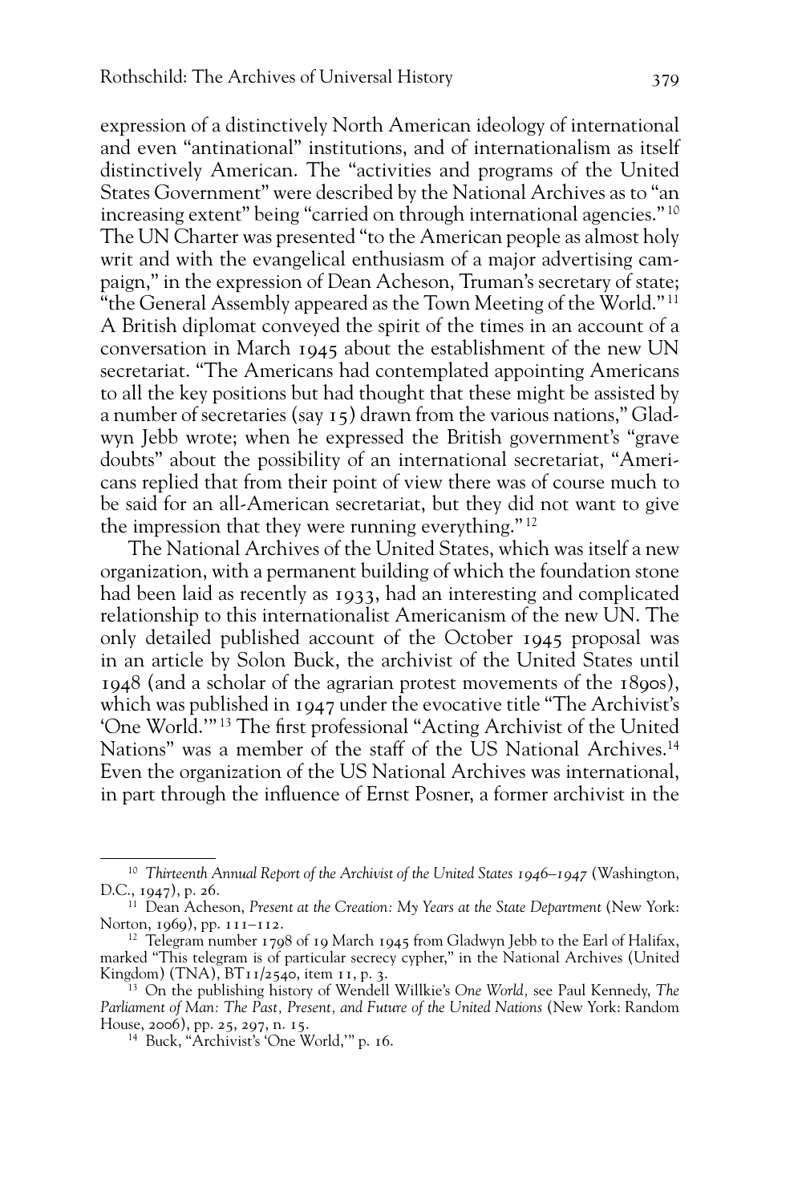expression of a distinctively North American ideology of international and even "antinational" institutions, and of internationalism as itself distinctively American. The "activities and programs of the United States Government" were described by the National Archives as to "an increasing extent" being "carried on through international agencies."[10] The UN Charter was presented "to the American people as almost holy writ and with the evangelical enthusiasm of a major advertising campaign," in the expression of Dean Acheson, Truman's secretary of state; "the General Assembly appeared as the Town Meeting of the World."[11] A British diplomat conveyed the spirit of the times in an account of a conversation in March 1945 about the establishment of the new UN secretariat. "The Americans had contemplated appointing Americans to all the key positions but had thought that these might be assisted by a number of secretaries (say 15) drawn from the various nations," Gladwyn Jebb wrote; when he expressed the British government's "grave doubts" about the possibility of an international secretariat, "Americans replied that from their point of view there was of course much to be said for an all-American secretariat, but they did not want to give the impression that they were running everything."[12]

The National Archives of the United States, which was itself a new organization, with a permanent building of which the foundation stone had been laid as recently as 1933, had an interesting and complicated relationship to this internationalist Americanism of the new UN. The only detailed published account of the October 1945 proposal was in an article by Solon Buck, the archivist of the United States until 1948 (and a scholar of the agrarian protest movements of the 1890s), which was published in 1947 under the evocative title "The Archivist's 'One World.'"[13] The first professional "Acting Archivist of the United Nations" was a member of the staff of the US National Archives.[14] Even the organization of the US National Archives was international, in part through the influence of Ernst Posner, a former archivist in the

---

[10] *Thirteenth Annual Report of the Archivist of the United States 1946–1947* (Washington, D.C., 1947), p. 26.

[11] Dean Acheson, *Present at the Creation: My Years at the State Department* (New York: Norton, 1969), pp. 111–112.

[12] Telegram number 1798 of 19 March 1945 from Gladwyn Jebb to the Earl of Halifax, marked "This telegram is of particular secrecy cypher," in the National Archives (United Kingdom) (TNA), BT11/2540, item 11, p. 3.

[13] On the publishing history of Wendell Willkie's *One World,* see Paul Kennedy, *The Parliament of Man: The Past, Present, and Future of the United Nations* (New York: Random House, 2006), pp. 25, 297, n. 15.

[14] Buck, "Archivist's 'One World,'" p. 16.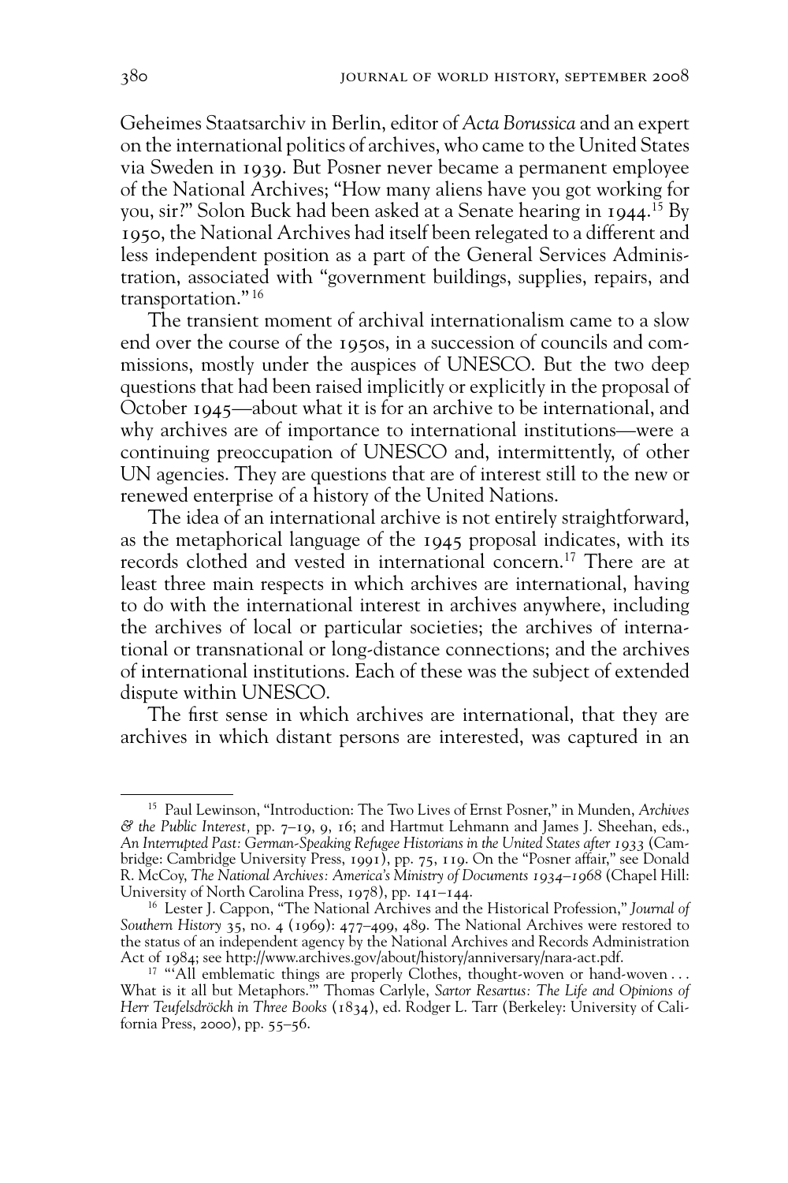Geheimes Staatsarchiv in Berlin, editor of *Acta Borussica* and an expert on the international politics of archives, who came to the United States via Sweden in 1939. But Posner never became a permanent employee of the National Archives; "How many aliens have you got working for you, sir?" Solon Buck had been asked at a Senate hearing in 1944.[15] By 1950, the National Archives had itself been relegated to a different and less independent position as a part of the General Services Administration, associated with "government buildings, supplies, repairs, and transportation."[16]

The transient moment of archival internationalism came to a slow end over the course of the 1950s, in a succession of councils and commissions, mostly under the auspices of UNESCO. But the two deep questions that had been raised implicitly or explicitly in the proposal of October 1945—about what it is for an archive to be international, and why archives are of importance to international institutions—were a continuing preoccupation of UNESCO and, intermittently, of other UN agencies. They are questions that are of interest still to the new or renewed enterprise of a history of the United Nations.

The idea of an international archive is not entirely straightforward, as the metaphorical language of the 1945 proposal indicates, with its records clothed and vested in international concern.[17] There are at least three main respects in which archives are international, having to do with the international interest in archives anywhere, including the archives of local or particular societies; the archives of international or transnational or long-distance connections; and the archives of international institutions. Each of these was the subject of extended dispute within UNESCO.

The first sense in which archives are international, that they are archives in which distant persons are interested, was captured in an

---

[15] Paul Lewinson, "Introduction: The Two Lives of Ernst Posner," in Munden, *Archives & the Public Interest*, pp. 7–19, 9, 16; and Hartmut Lehmann and James J. Sheehan, eds., *An Interrupted Past: German-Speaking Refugee Historians in the United States after 1933* (Cambridge: Cambridge University Press, 1991), pp. 75, 119. On the "Posner affair," see Donald R. McCoy, *The National Archives: America's Ministry of Documents 1934–1968* (Chapel Hill: University of North Carolina Press, 1978), pp. 141–144.

[16] Lester J. Cappon, "The National Archives and the Historical Profession," *Journal of Southern History* 35, no. 4 (1969): 477–499, 489. The National Archives were restored to the status of an independent agency by the National Archives and Records Administration Act of 1984; see http://www.archives.gov/about/history/anniversary/nara-act.pdf.

[17] "'All emblematic things are properly Clothes, thought-woven or hand-woven . . . What is it all but Metaphors.'" Thomas Carlyle, *Sartor Resartus: The Life and Opinions of Herr Teufelsdröckh in Three Books* (1834), ed. Rodger L. Tarr (Berkeley: University of California Press, 2000), pp. 55–56.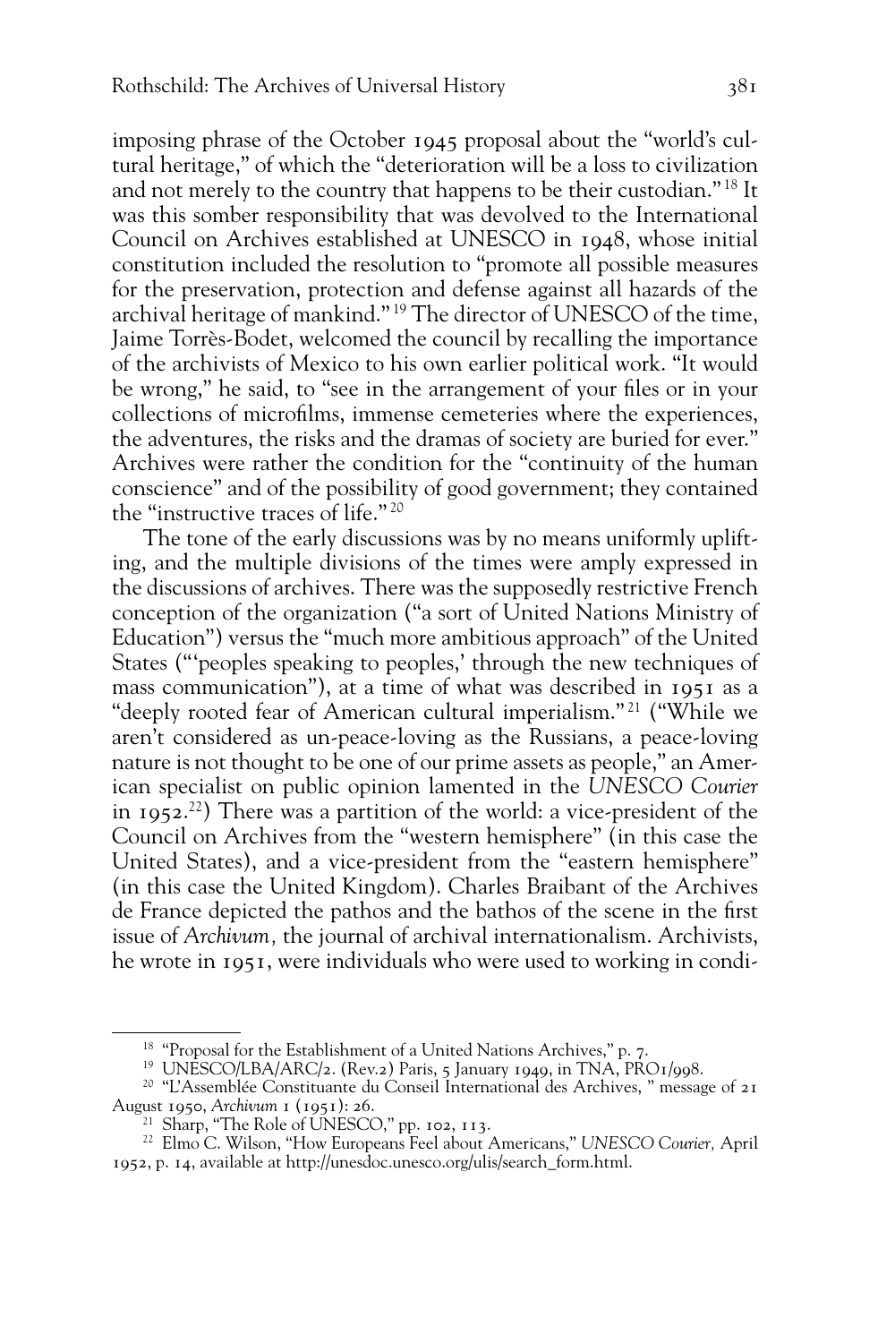imposing phrase of the October 1945 proposal about the "world's cultural heritage," of which the "deterioration will be a loss to civilization and not merely to the country that happens to be their custodian."[18] It was this somber responsibility that was devolved to the International Council on Archives established at UNESCO in 1948, whose initial constitution included the resolution to "promote all possible measures for the preservation, protection and defense against all hazards of the archival heritage of mankind."[19] The director of UNESCO of the time, Jaime Torrès-Bodet, welcomed the council by recalling the importance of the archivists of Mexico to his own earlier political work. "It would be wrong," he said, to "see in the arrangement of your files or in your collections of microfilms, immense cemeteries where the experiences, the adventures, the risks and the dramas of society are buried for ever." Archives were rather the condition for the "continuity of the human conscience" and of the possibility of good government; they contained the "instructive traces of life."[20]

The tone of the early discussions was by no means uniformly uplifting, and the multiple divisions of the times were amply expressed in the discussions of archives. There was the supposedly restrictive French conception of the organization ("a sort of United Nations Ministry of Education") versus the "much more ambitious approach" of the United States ("'peoples speaking to peoples,' through the new techniques of mass communication"), at a time of what was described in 1951 as a "deeply rooted fear of American cultural imperialism."[21] ("While we aren't considered as un-peace-loving as the Russians, a peace-loving nature is not thought to be one of our prime assets as people," an American specialist on public opinion lamented in the *UNESCO Courier* in 1952.[22]) There was a partition of the world: a vice-president of the Council on Archives from the "western hemisphere" (in this case the United States), and a vice-president from the "eastern hemisphere" (in this case the United Kingdom). Charles Braibant of the Archives de France depicted the pathos and the bathos of the scene in the first issue of *Archivum,* the journal of archival internationalism. Archivists, he wrote in 1951, were individuals who were used to working in condi-

---

[18] "Proposal for the Establishment of a United Nations Archives," p. 7.

[19] UNESCO/LBA/ARC/2. (Rev.2) Paris, 5 January 1949, in TNA, PRO1/998.

[20] "L'Assemblée Constituante du Conseil International des Archives, " message of 21 August 1950, *Archivum* 1 (1951): 26.

[21] Sharp, "The Role of UNESCO," pp. 102, 113.

[22] Elmo C. Wilson, "How Europeans Feel about Americans," *UNESCO Courier,* April 1952, p. 14, available at http://unesdoc.unesco.org/ulis/search_form.html.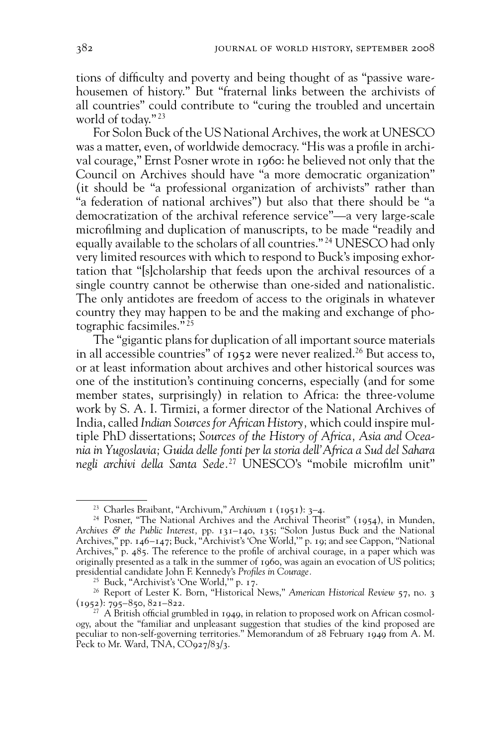tions of difficulty and poverty and being thought of as "passive warehousemen of history." But "fraternal links between the archivists of all countries" could contribute to "curing the troubled and uncertain world of today."[23]

For Solon Buck of the US National Archives, the work at UNESCO was a matter, even, of worldwide democracy. "His was a profile in archival courage," Ernst Posner wrote in 1960: he believed not only that the Council on Archives should have "a more democratic organization" (it should be "a professional organization of archivists" rather than "a federation of national archives") but also that there should be "a democratization of the archival reference service"—a very large-scale microfilming and duplication of manuscripts, to be made "readily and equally available to the scholars of all countries."[24] UNESCO had only very limited resources with which to respond to Buck's imposing exhortation that "[s]cholarship that feeds upon the archival resources of a single country cannot be otherwise than one-sided and nationalistic. The only antidotes are freedom of access to the originals in whatever country they may happen to be and the making and exchange of photographic facsimiles."[25]

The "gigantic plans for duplication of all important source materials in all accessible countries" of 1952 were never realized.[26] But access to, or at least information about archives and other historical sources was one of the institution's continuing concerns, especially (and for some member states, surprisingly) in relation to Africa: the three-volume work by S. A. I. Tirmizi, a former director of the National Archives of India, called *Indian Sources for African History*, which could inspire multiple PhD dissertations; *Sources of the History of Africa, Asia and Oceania in Yugoslavia; Guida delle fonti per la storia dell'Africa a Sud del Sahara negli archivi della Santa Sede*.[27] UNESCO's "mobile microfilm unit"

---

[23] Charles Braibant, "Archivum," *Archivum* 1 (1951): 3–4.

[24] Posner, "The National Archives and the Archival Theorist" (1954), in Munden, *Archives & the Public Interest*, pp. 131–140, 135; "Solon Justus Buck and the National Archives," pp. 146–147; Buck, "Archivist's 'One World,'" p. 19; and see Cappon, "National Archives," p. 485. The reference to the profile of archival courage, in a paper which was originally presented as a talk in the summer of 1960, was again an evocation of US politics; presidential candidate John F. Kennedy's *Profiles in Courage*.

[25] Buck, "Archivist's 'One World,'" p. 17.

[26] Report of Lester K. Born, "Historical News," *American Historical Review* 57, no. 3 (1952): 795–850, 821–822.

[27] A British official grumbled in 1949, in relation to proposed work on African cosmology, about the "familiar and unpleasant suggestion that studies of the kind proposed are peculiar to non-self-governing territories." Memorandum of 28 February 1949 from A. M. Peck to Mr. Ward, TNA, CO927/83/3.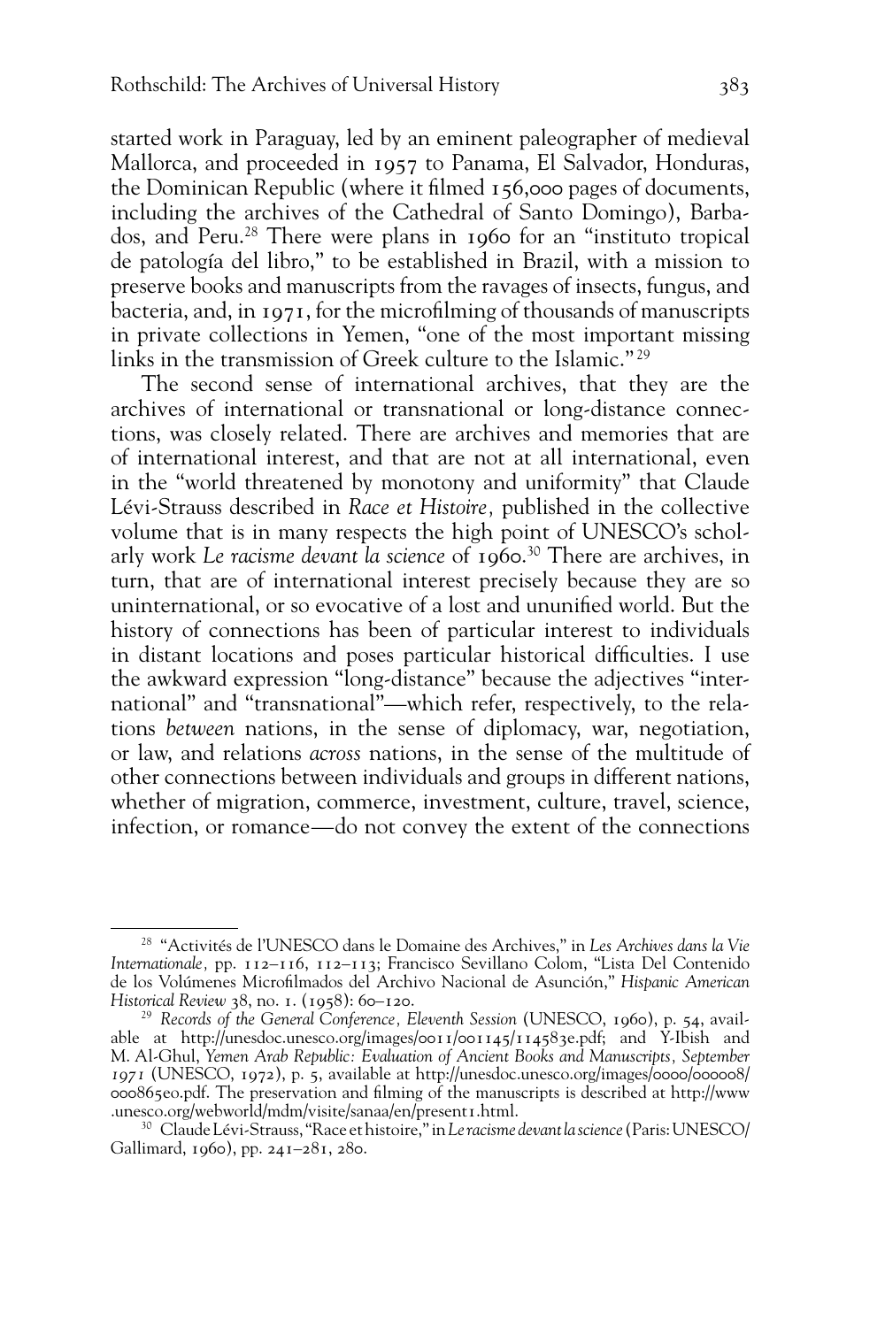started work in Paraguay, led by an eminent paleographer of medieval Mallorca, and proceeded in 1957 to Panama, El Salvador, Honduras, the Dominican Republic (where it filmed 156,000 pages of documents, including the archives of the Cathedral of Santo Domingo), Barbados, and Peru.[28] There were plans in 1960 for an "instituto tropical de patología del libro," to be established in Brazil, with a mission to preserve books and manuscripts from the ravages of insects, fungus, and bacteria, and, in 1971, for the microfilming of thousands of manuscripts in private collections in Yemen, "one of the most important missing links in the transmission of Greek culture to the Islamic."[29]

The second sense of international archives, that they are the archives of international or transnational or long-distance connections, was closely related. There are archives and memories that are of international interest, and that are not at all international, even in the "world threatened by monotony and uniformity" that Claude Lévi-Strauss described in *Race et Histoire,* published in the collective volume that is in many respects the high point of UNESCO's scholarly work *Le racisme devant la science* of 1960.[30] There are archives, in turn, that are of international interest precisely because they are so uninternational, or so evocative of a lost and ununified world. But the history of connections has been of particular interest to individuals in distant locations and poses particular historical difficulties. I use the awkward expression "long-distance" because the adjectives "international" and "transnational"—which refer, respectively, to the relations *between* nations, in the sense of diplomacy, war, negotiation, or law, and relations *across* nations, in the sense of the multitude of other connections between individuals and groups in different nations, whether of migration, commerce, investment, culture, travel, science, infection, or romance—do not convey the extent of the connections

---

[28] "Activités de l'UNESCO dans le Domaine des Archives," in *Les Archives dans la Vie Internationale,* pp. 112–116, 112–113; Francisco Sevillano Colom, "Lista Del Contenido de los Volúmenes Microfilmados del Archivo Nacional de Asunción," *Hispanic American Historical Review* 38, no. 1. (1958): 60–120.

[29] *Records of the General Conference, Eleventh Session* (UNESCO, 1960), p. 54, available at http://unesdoc.unesco.org/images/0011/001145/114583e.pdf; and Y-Ibish and M. Al-Ghul, *Yemen Arab Republic: Evaluation of Ancient Books and Manuscripts, September 1971* (UNESCO, 1972), p. 5, available at http://unesdoc.unesco.org/images/0000/000008/000865eo.pdf. The preservation and filming of the manuscripts is described at http://www.unesco.org/webworld/mdm/visite/sanaa/en/present1.html.

[30] Claude Lévi-Strauss, "Race et histoire," in *Le racisme devant la science* (Paris: UNESCO/Gallimard, 1960), pp. 241–281, 280.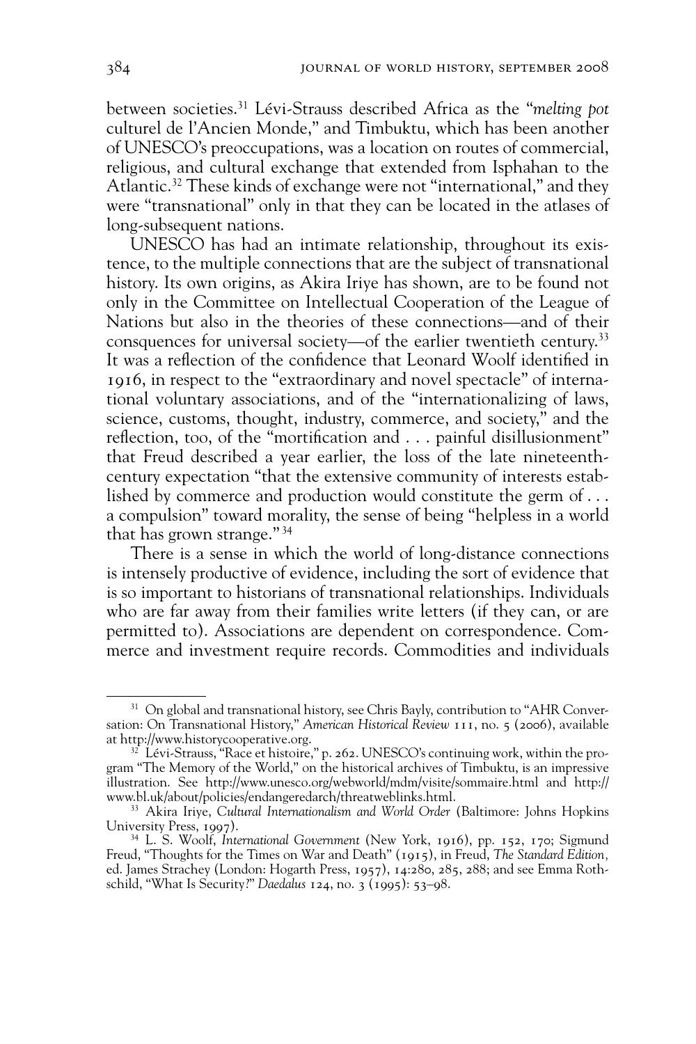between societies.[31] Lévi-Strauss described Africa as the "*melting pot* culturel de l'Ancien Monde," and Timbuktu, which has been another of UNESCO's preoccupations, was a location on routes of commercial, religious, and cultural exchange that extended from Isphahan to the Atlantic.[32] These kinds of exchange were not "international," and they were "transnational" only in that they can be located in the atlases of long-subsequent nations.

UNESCO has had an intimate relationship, throughout its existence, to the multiple connections that are the subject of transnational history. Its own origins, as Akira Iriye has shown, are to be found not only in the Committee on Intellectual Cooperation of the League of Nations but also in the theories of these connections—and of their consquences for universal society—of the earlier twentieth century.[33] It was a reflection of the confidence that Leonard Woolf identified in 1916, in respect to the "extraordinary and novel spectacle" of international voluntary associations, and of the "internationalizing of laws, science, customs, thought, industry, commerce, and society," and the reflection, too, of the "mortification and . . . painful disillusionment" that Freud described a year earlier, the loss of the late nineteenth-century expectation "that the extensive community of interests established by commerce and production would constitute the germ of . . . a compulsion" toward morality, the sense of being "helpless in a world that has grown strange."[34]

There is a sense in which the world of long-distance connections is intensely productive of evidence, including the sort of evidence that is so important to historians of transnational relationships. Individuals who are far away from their families write letters (if they can, or are permitted to). Associations are dependent on correspondence. Commerce and investment require records. Commodities and individuals

---

[31] On global and transnational history, see Chris Bayly, contribution to "AHR Conversation: On Transnational History," *American Historical Review* 111, no. 5 (2006), available at http://www.historycooperative.org.

[32] Lévi-Strauss, "Race et histoire," p. 262. UNESCO's continuing work, within the program "The Memory of the World," on the historical archives of Timbuktu, is an impressive illustration. See http://www.unesco.org/webworld/mdm/visite/sommaire.html and http://www.bl.uk/about/policies/endangeredarch/threatweblinks.html.

[33] Akira Iriye, *Cultural Internationalism and World Order* (Baltimore: Johns Hopkins University Press, 1997).

[34] L. S. Woolf, *International Government* (New York, 1916), pp. 152, 170; Sigmund Freud, "Thoughts for the Times on War and Death" (1915), in Freud, *The Standard Edition*, ed. James Strachey (London: Hogarth Press, 1957), 14:280, 285, 288; and see Emma Rothschild, "What Is Security?" *Daedalus* 124, no. 3 (1995): 53–98.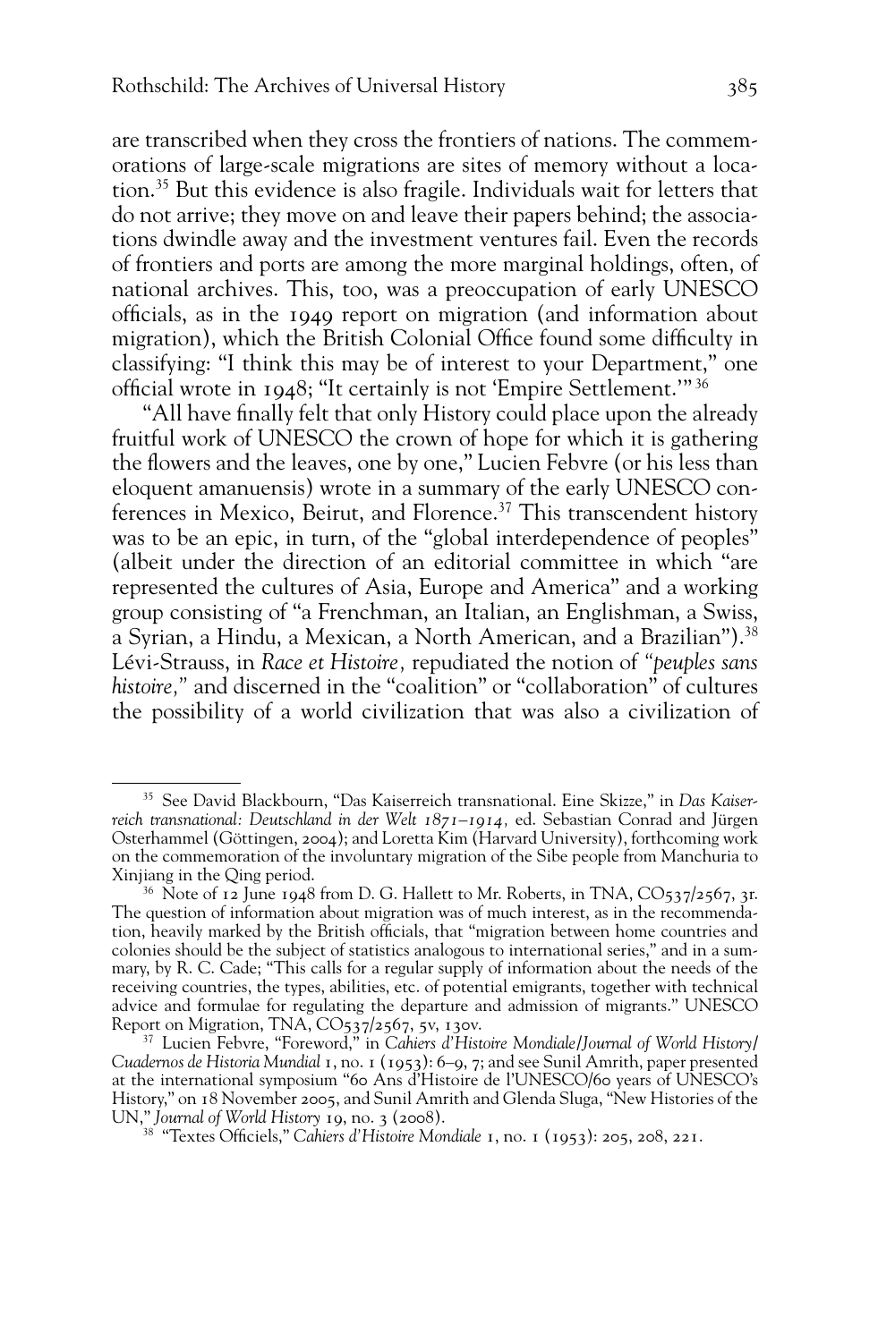are transcribed when they cross the frontiers of nations. The commemorations of large-scale migrations are sites of memory without a location.[35] But this evidence is also fragile. Individuals wait for letters that do not arrive; they move on and leave their papers behind; the associations dwindle away and the investment ventures fail. Even the records of frontiers and ports are among the more marginal holdings, often, of national archives. This, too, was a preoccupation of early UNESCO officials, as in the 1949 report on migration (and information about migration), which the British Colonial Office found some difficulty in classifying: "I think this may be of interest to your Department," one official wrote in 1948; "It certainly is not 'Empire Settlement.'"[36]

"All have finally felt that only History could place upon the already fruitful work of UNESCO the crown of hope for which it is gathering the flowers and the leaves, one by one," Lucien Febvre (or his less than eloquent amanuensis) wrote in a summary of the early UNESCO conferences in Mexico, Beirut, and Florence.[37] This transcendent history was to be an epic, in turn, of the "global interdependence of peoples" (albeit under the direction of an editorial committee in which "are represented the cultures of Asia, Europe and America" and a working group consisting of "a Frenchman, an Italian, an Englishman, a Swiss, a Syrian, a Hindu, a Mexican, a North American, and a Brazilian").[38] Lévi-Strauss, in *Race et Histoire,* repudiated the notion of *"peuples sans histoire,"* and discerned in the "coalition" or "collaboration" of cultures the possibility of a world civilization that was also a civilization of

---

[35] See David Blackbourn, "Das Kaiserreich transnational. Eine Skizze," in *Das Kaiserreich transnational: Deutschland in der Welt 1871–1914,* ed. Sebastian Conrad and Jürgen Osterhammel (Göttingen, 2004); and Loretta Kim (Harvard University), forthcoming work on the commemoration of the involuntary migration of the Sibe people from Manchuria to Xinjiang in the Qing period.

[36] Note of 12 June 1948 from D. G. Hallett to Mr. Roberts, in TNA, CO537/2567, 3r. The question of information about migration was of much interest, as in the recommendation, heavily marked by the British officials, that "migration between home countries and colonies should be the subject of statistics analogous to international series," and in a summary, by R. C. Cade; "This calls for a regular supply of information about the needs of the receiving countries, the types, abilities, etc. of potential emigrants, together with technical advice and formulae for regulating the departure and admission of migrants." UNESCO Report on Migration, TNA, CO537/2567, 5v, 130v.

[37] Lucien Febvre, "Foreword," in *Cahiers d'Histoire Mondiale/Journal of World History/Cuadernos de Historia Mundial* 1, no. 1 (1953): 6–9, 7; and see Sunil Amrith, paper presented at the international symposium "60 Ans d'Histoire de l'UNESCO/60 years of UNESCO's History," on 18 November 2005, and Sunil Amrith and Glenda Sluga, "New Histories of the UN," *Journal of World History* 19, no. 3 (2008).

[38] "Textes Officiels," *Cahiers d'Histoire Mondiale* 1, no. 1 (1953): 205, 208, 221.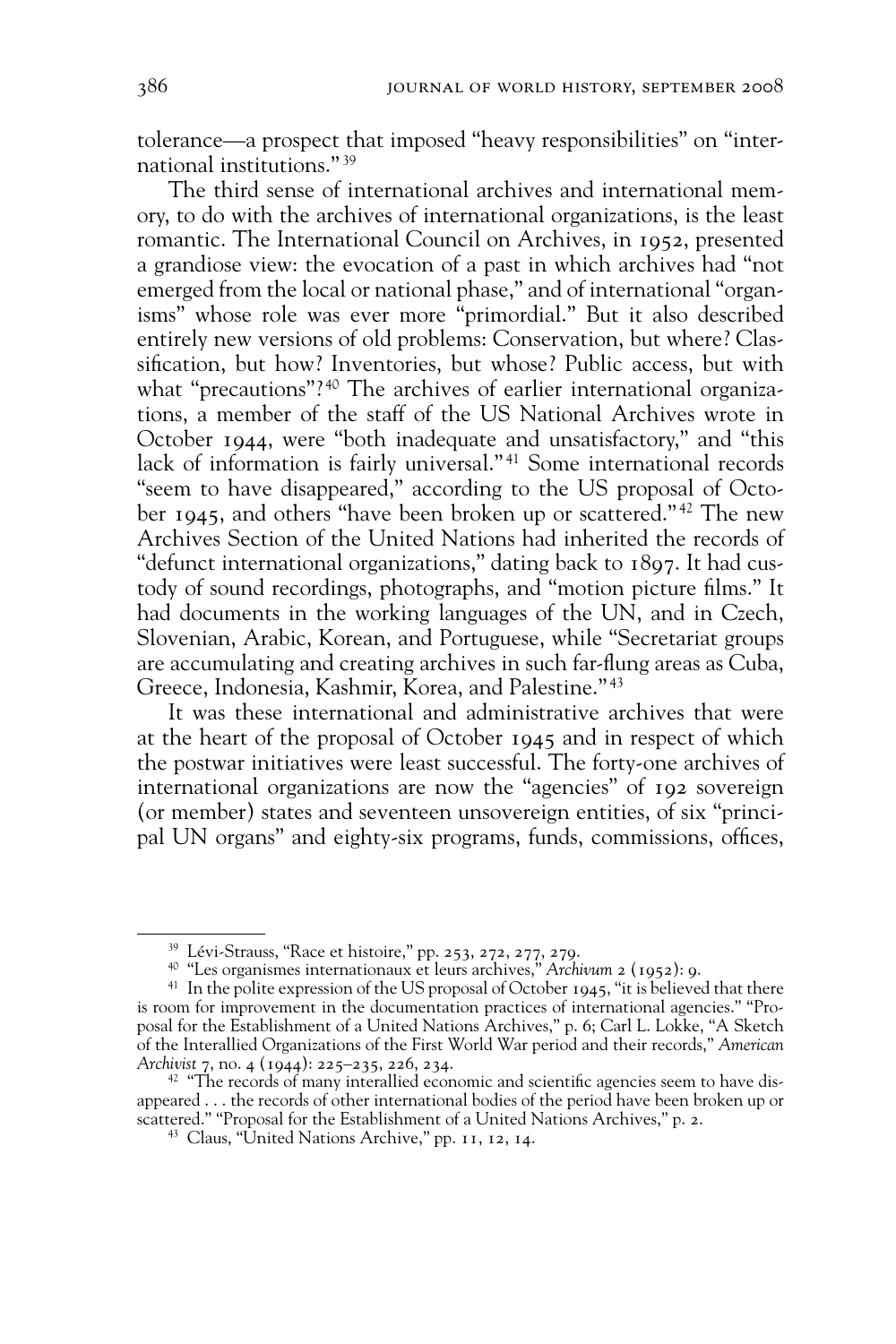tolerance—a prospect that imposed "heavy responsibilities" on "international institutions."[39]

The third sense of international archives and international memory, to do with the archives of international organizations, is the least romantic. The International Council on Archives, in 1952, presented a grandiose view: the evocation of a past in which archives had "not emerged from the local or national phase," and of international "organisms" whose role was ever more "primordial." But it also described entirely new versions of old problems: Conservation, but where? Classification, but how? Inventories, but whose? Public access, but with what "precautions"?[40] The archives of earlier international organizations, a member of the staff of the US National Archives wrote in October 1944, were "both inadequate and unsatisfactory," and "this lack of information is fairly universal."[41] Some international records "seem to have disappeared," according to the US proposal of October 1945, and others "have been broken up or scattered."[42] The new Archives Section of the United Nations had inherited the records of "defunct international organizations," dating back to 1897. It had custody of sound recordings, photographs, and "motion picture films." It had documents in the working languages of the UN, and in Czech, Slovenian, Arabic, Korean, and Portuguese, while "Secretariat groups are accumulating and creating archives in such far-flung areas as Cuba, Greece, Indonesia, Kashmir, Korea, and Palestine."[43]

It was these international and administrative archives that were at the heart of the proposal of October 1945 and in respect of which the postwar initiatives were least successful. The forty-one archives of international organizations are now the "agencies" of 192 sovereign (or member) states and seventeen unsovereign entities, of six "principal UN organs" and eighty-six programs, funds, commissions, offices,

---

[39] Lévi-Strauss, "Race et histoire," pp. 253, 272, 277, 279.

[40] "Les organismes internationaux et leurs archives," *Archivum* 2 (1952): 9.

[41] In the polite expression of the US proposal of October 1945, "it is believed that there is room for improvement in the documentation practices of international agencies." "Proposal for the Establishment of a United Nations Archives," p. 6; Carl L. Lokke, "A Sketch of the Interallied Organizations of the First World War period and their records," *American Archivist* 7, no. 4 (1944): 225–235, 226, 234.

[42] "The records of many interallied economic and scientific agencies seem to have disappeared . . . the records of other international bodies of the period have been broken up or scattered." "Proposal for the Establishment of a United Nations Archives," p. 2.

[43] Claus, "United Nations Archive," pp. 11, 12, 14.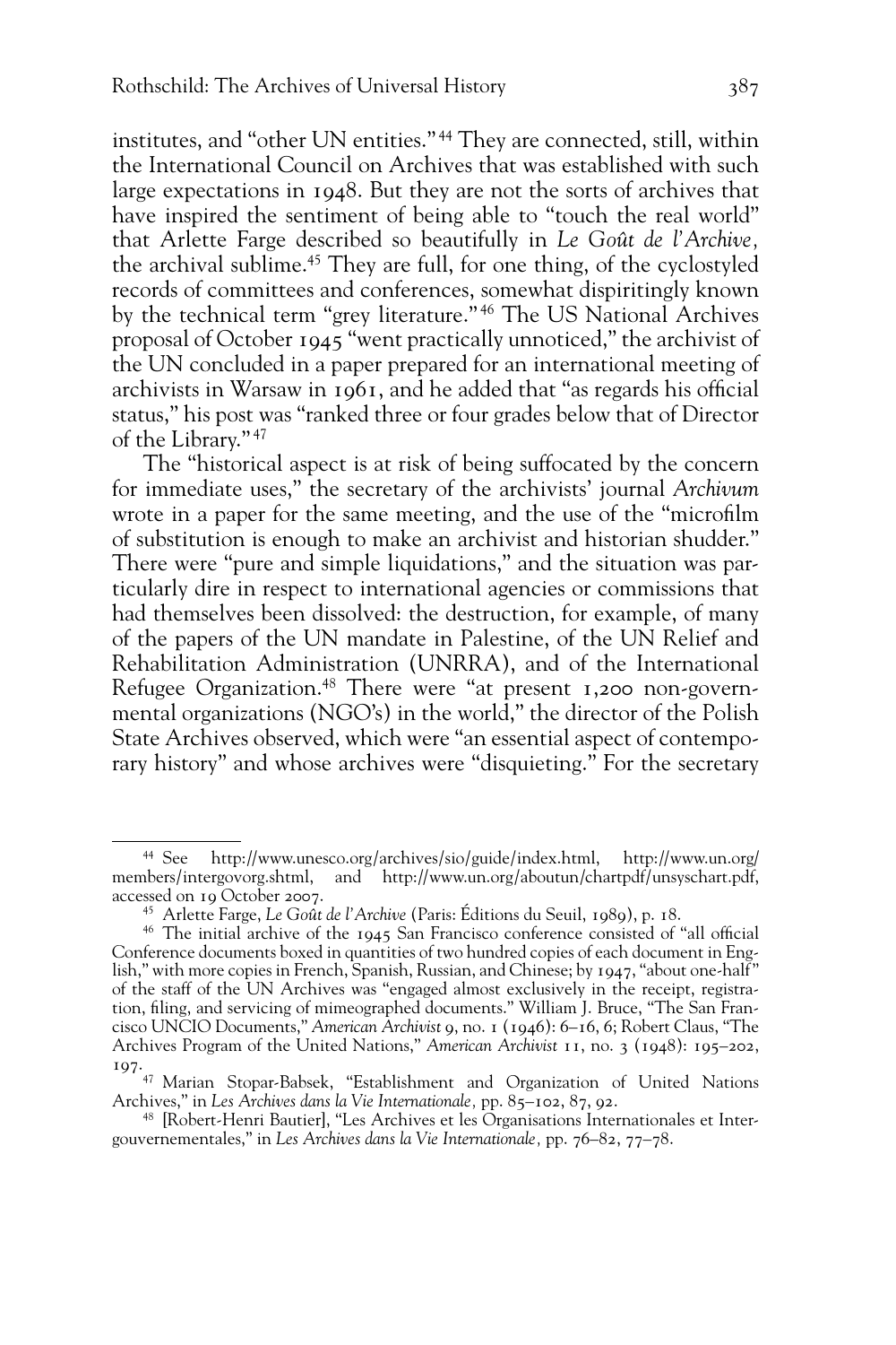institutes, and "other UN entities."[44] They are connected, still, within the International Council on Archives that was established with such large expectations in 1948. But they are not the sorts of archives that have inspired the sentiment of being able to "touch the real world" that Arlette Farge described so beautifully in *Le Goût de l'Archive*, the archival sublime.[45] They are full, for one thing, of the cyclostyled records of committees and conferences, somewhat dispiritingly known by the technical term "grey literature."[46] The US National Archives proposal of October 1945 "went practically unnoticed," the archivist of the UN concluded in a paper prepared for an international meeting of archivists in Warsaw in 1961, and he added that "as regards his official status," his post was "ranked three or four grades below that of Director of the Library."[47]

The "historical aspect is at risk of being suffocated by the concern for immediate uses," the secretary of the archivists' journal *Archivum* wrote in a paper for the same meeting, and the use of the "microfilm of substitution is enough to make an archivist and historian shudder." There were "pure and simple liquidations," and the situation was particularly dire in respect to international agencies or commissions that had themselves been dissolved: the destruction, for example, of many of the papers of the UN mandate in Palestine, of the UN Relief and Rehabilitation Administration (UNRRA), and of the International Refugee Organization.[48] There were "at present 1,200 non-governmental organizations (NGO's) in the world," the director of the Polish State Archives observed, which were "an essential aspect of contemporary history" and whose archives were "disquieting." For the secretary

---

[44] See http://www.unesco.org/archives/sio/guide/index.html, http://www.un.org/members/intergovorg.shtml, and http://www.un.org/aboutun/chartpdf/unsyschart.pdf, accessed on 19 October 2007.

[45] Arlette Farge, *Le Goût de l'Archive* (Paris: Éditions du Seuil, 1989), p. 18.

[46] The initial archive of the 1945 San Francisco conference consisted of "all official Conference documents boxed in quantities of two hundred copies of each document in English," with more copies in French, Spanish, Russian, and Chinese; by 1947, "about one-half" of the staff of the UN Archives was "engaged almost exclusively in the receipt, registration, filing, and servicing of mimeographed documents." William J. Bruce, "The San Francisco UNCIO Documents," *American Archivist* 9, no. 1 (1946): 6–16, 6; Robert Claus, "The Archives Program of the United Nations," *American Archivist* 11, no. 3 (1948): 195–202, 197.

[47] Marian Stopar-Babsek, "Establishment and Organization of United Nations Archives," in *Les Archives dans la Vie Internationale*, pp. 85–102, 87, 92.

[48] [Robert-Henri Bautier], "Les Archives et les Organisations Internationales et Intergouvernementales," in *Les Archives dans la Vie Internationale*, pp. 76–82, 77–78.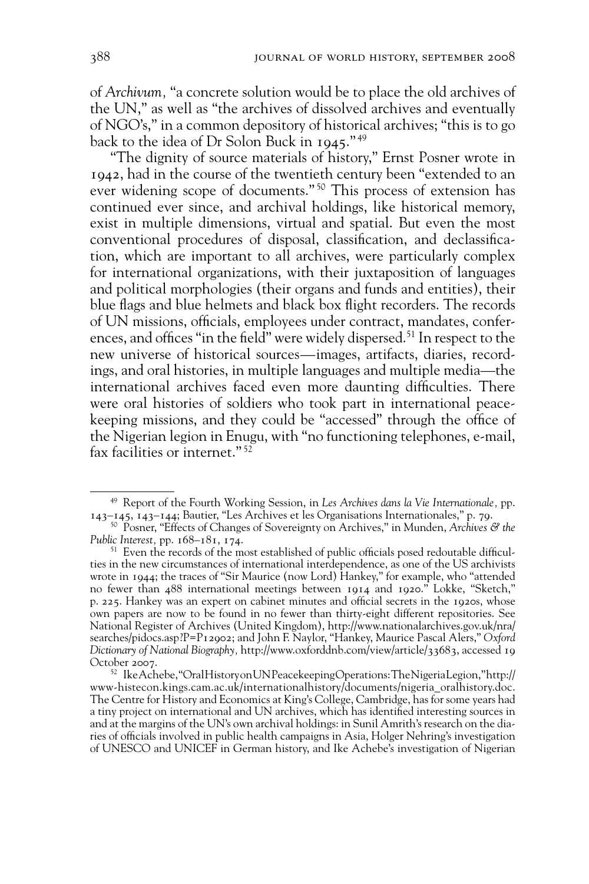of *Archivum,* "a concrete solution would be to place the old archives of the UN," as well as "the archives of dissolved archives and eventually of NGO's," in a common depository of historical archives; "this is to go back to the idea of Dr Solon Buck in 1945."[49]

"The dignity of source materials of history," Ernst Posner wrote in 1942, had in the course of the twentieth century been "extended to an ever widening scope of documents."[50] This process of extension has continued ever since, and archival holdings, like historical memory, exist in multiple dimensions, virtual and spatial. But even the most conventional procedures of disposal, classification, and declassification, which are important to all archives, were particularly complex for international organizations, with their juxtaposition of languages and political morphologies (their organs and funds and entities), their blue flags and blue helmets and black box flight recorders. The records of UN missions, officials, employees under contract, mandates, conferences, and offices "in the field" were widely dispersed.[51] In respect to the new universe of historical sources—images, artifacts, diaries, recordings, and oral histories, in multiple languages and multiple media—the international archives faced even more daunting difficulties. There were oral histories of soldiers who took part in international peacekeeping missions, and they could be "accessed" through the office of the Nigerian legion in Enugu, with "no functioning telephones, e-mail, fax facilities or internet."[52]

---

[49] Report of the Fourth Working Session, in *Les Archives dans la Vie Internationale,* pp. 143–145, 143–144; Bautier, "Les Archives et les Organisations Internationales," p. 79.

[50] Posner, "Effects of Changes of Sovereignty on Archives," in Munden, *Archives & the Public Interest,* pp. 168–181, 174.

[51] Even the records of the most established of public officials posed redoutable difficulties in the new circumstances of international interdependence, as one of the US archivists wrote in 1944; the traces of "Sir Maurice (now Lord) Hankey," for example, who "attended no fewer than 488 international meetings between 1914 and 1920." Lokke, "Sketch," p. 225. Hankey was an expert on cabinet minutes and official secrets in the 1920s, whose own papers are now to be found in no fewer than thirty-eight different repositories. See National Register of Archives (United Kingdom), http://www.nationalarchives.gov.uk/nra/searches/pidocs.asp?P=P12902; and John F. Naylor, "Hankey, Maurice Pascal Alers," *Oxford Dictionary of National Biography,* http://www.oxforddnb.com/view/article/33683, accessed 19 October 2007.

[52] Ike Achebe, "Oral History on UN Peacekeeping Operations: The Nigeria Legion," http://www-histecon.kings.cam.ac.uk/internationalhistory/documents/nigeria_oralhistory.doc. The Centre for History and Economics at King's College, Cambridge, has for some years had a tiny project on international and UN archives, which has identified interesting sources in and at the margins of the UN's own archival holdings: in Sunil Amrith's research on the diaries of officials involved in public health campaigns in Asia, Holger Nehring's investigation of UNESCO and UNICEF in German history, and Ike Achebe's investigation of Nigerian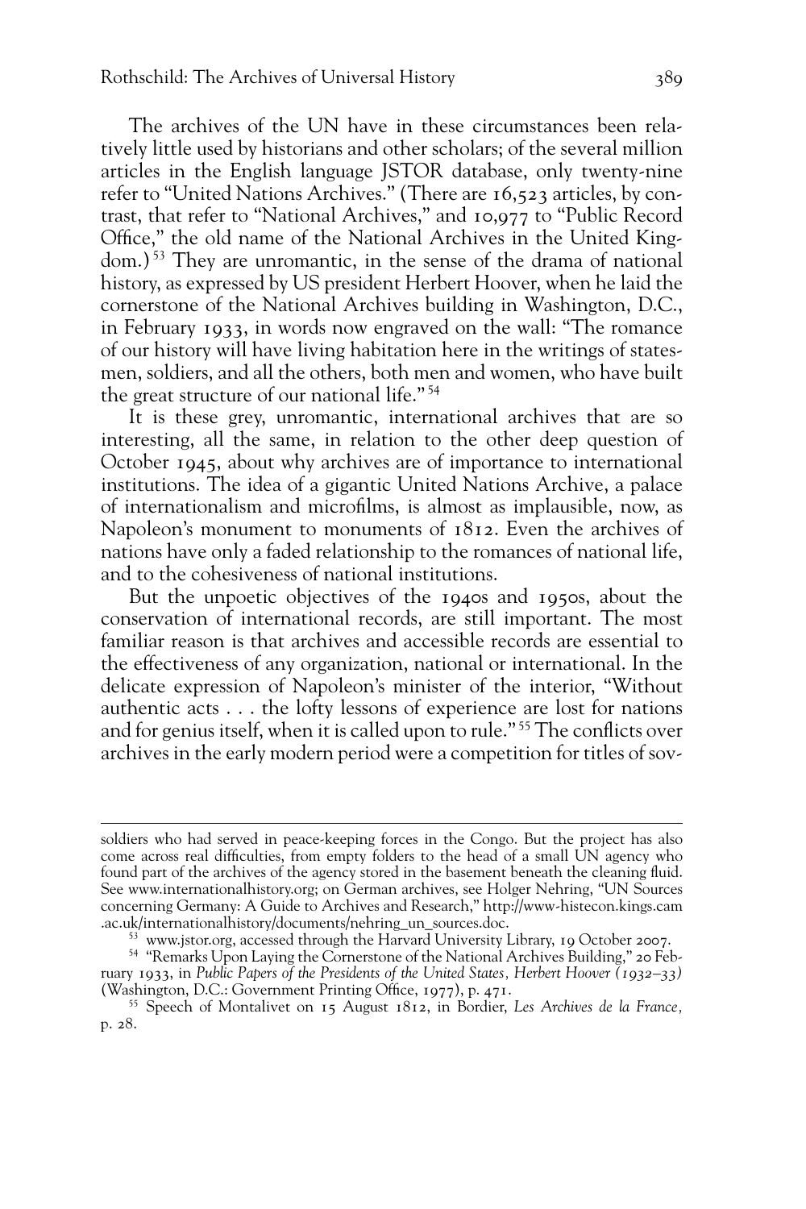The archives of the UN have in these circumstances been relatively little used by historians and other scholars; of the several million articles in the English language JSTOR database, only twenty-nine refer to "United Nations Archives." (There are 16,523 articles, by contrast, that refer to "National Archives," and 10,977 to "Public Record Office," the old name of the National Archives in the United Kingdom.)[53] They are unromantic, in the sense of the drama of national history, as expressed by US president Herbert Hoover, when he laid the cornerstone of the National Archives building in Washington, D.C., in February 1933, in words now engraved on the wall: "The romance of our history will have living habitation here in the writings of statesmen, soldiers, and all the others, both men and women, who have built the great structure of our national life."[54]

It is these grey, unromantic, international archives that are so interesting, all the same, in relation to the other deep question of October 1945, about why archives are of importance to international institutions. The idea of a gigantic United Nations Archive, a palace of internationalism and microfilms, is almost as implausible, now, as Napoleon's monument to monuments of 1812. Even the archives of nations have only a faded relationship to the romances of national life, and to the cohesiveness of national institutions.

But the unpoetic objectives of the 1940s and 1950s, about the conservation of international records, are still important. The most familiar reason is that archives and accessible records are essential to the effectiveness of any organization, national or international. In the delicate expression of Napoleon's minister of the interior, "Without authentic acts . . . the lofty lessons of experience are lost for nations and for genius itself, when it is called upon to rule."[55] The conflicts over archives in the early modern period were a competition for titles of sov-

---

soldiers who had served in peace-keeping forces in the Congo. But the project has also come across real difficulties, from empty folders to the head of a small UN agency who found part of the archives of the agency stored in the basement beneath the cleaning fluid. See www.internationalhistory.org; on German archives, see Holger Nehring, "UN Sources concerning Germany: A Guide to Archives and Research," http://www-histecon.kings.cam.ac.uk/internationalhistory/documents/nehring_un_sources.doc.

[53] www.jstor.org, accessed through the Harvard University Library, 19 October 2007.

[54] "Remarks Upon Laying the Cornerstone of the National Archives Building," 20 February 1933, in *Public Papers of the Presidents of the United States, Herbert Hoover (1932–33)* (Washington, D.C.: Government Printing Office, 1977), p. 471.

[55] Speech of Montalivet on 15 August 1812, in Bordier, *Les Archives de la France,* p. 28.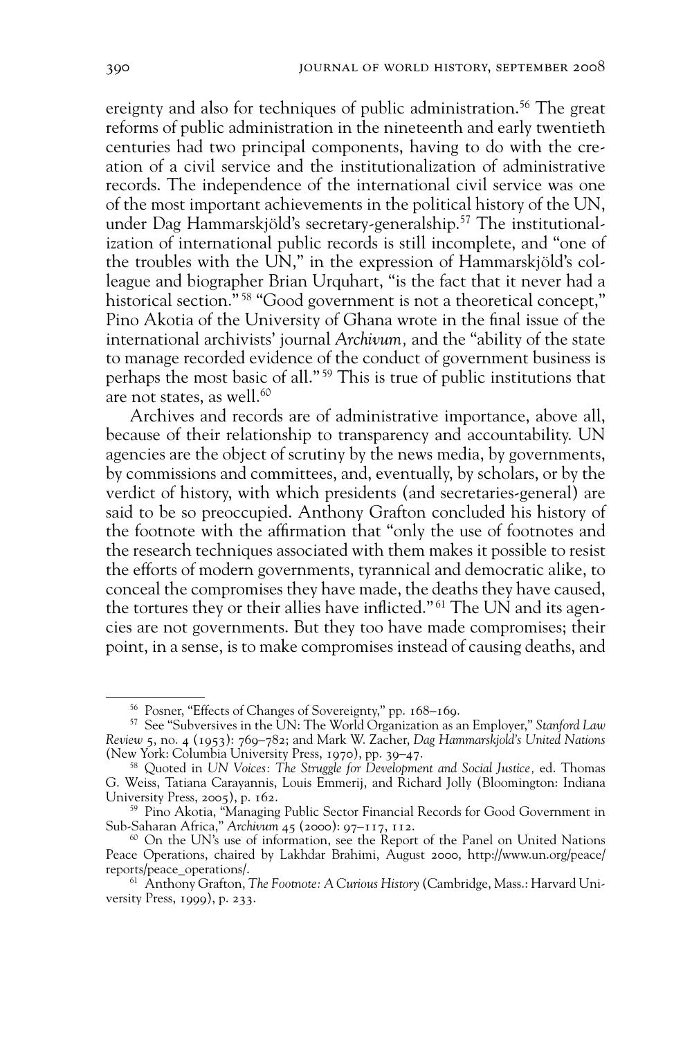ereignty and also for techniques of public administration.[56] The great reforms of public administration in the nineteenth and early twentieth centuries had two principal components, having to do with the creation of a civil service and the institutionalization of administrative records. The independence of the international civil service was one of the most important achievements in the political history of the UN, under Dag Hammarskjöld's secretary-generalship.[57] The institutionalization of international public records is still incomplete, and "one of the troubles with the UN," in the expression of Hammarskjöld's colleague and biographer Brian Urquhart, "is the fact that it never had a historical section."[58] "Good government is not a theoretical concept," Pino Akotia of the University of Ghana wrote in the final issue of the international archivists' journal *Archivum*, and the "ability of the state to manage recorded evidence of the conduct of government business is perhaps the most basic of all."[59] This is true of public institutions that are not states, as well.[60]

Archives and records are of administrative importance, above all, because of their relationship to transparency and accountability. UN agencies are the object of scrutiny by the news media, by governments, by commissions and committees, and, eventually, by scholars, or by the verdict of history, with which presidents (and secretaries-general) are said to be so preoccupied. Anthony Grafton concluded his history of the footnote with the affirmation that "only the use of footnotes and the research techniques associated with them makes it possible to resist the efforts of modern governments, tyrannical and democratic alike, to conceal the compromises they have made, the deaths they have caused, the tortures they or their allies have inflicted."[61] The UN and its agencies are not governments. But they too have made compromises; their point, in a sense, is to make compromises instead of causing deaths, and

---

[56] Posner, "Effects of Changes of Sovereignty," pp. 168–169.

[57] See "Subversives in the UN: The World Organization as an Employer," *Stanford Law Review* 5, no. 4 (1953): 769–782; and Mark W. Zacher, *Dag Hammarskjold's United Nations* (New York: Columbia University Press, 1970), pp. 39–47.

[58] Quoted in *UN Voices: The Struggle for Development and Social Justice*, ed. Thomas G. Weiss, Tatiana Carayannis, Louis Emmerij, and Richard Jolly (Bloomington: Indiana University Press, 2005), p. 162.

[59] Pino Akotia, "Managing Public Sector Financial Records for Good Government in Sub-Saharan Africa," *Archivum* 45 (2000): 97–117, 112.

[60] On the UN's use of information, see the Report of the Panel on United Nations Peace Operations, chaired by Lakhdar Brahimi, August 2000, http://www.un.org/peace/reports/peace_operations/.

[61] Anthony Grafton, *The Footnote: A Curious History* (Cambridge, Mass.: Harvard University Press, 1999), p. 233.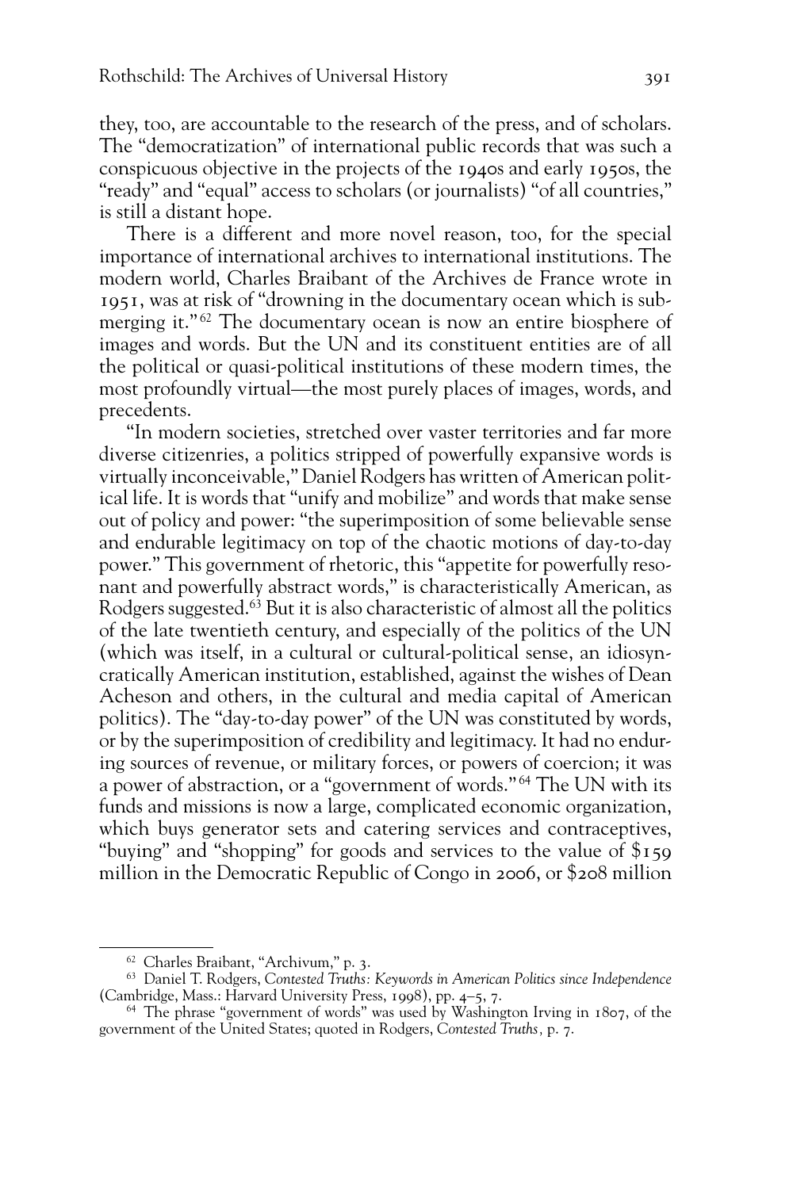they, too, are accountable to the research of the press, and of scholars. The "democratization" of international public records that was such a conspicuous objective in the projects of the 1940s and early 1950s, the "ready" and "equal" access to scholars (or journalists) "of all countries," is still a distant hope.

There is a different and more novel reason, too, for the special importance of international archives to international institutions. The modern world, Charles Braibant of the Archives de France wrote in 1951, was at risk of "drowning in the documentary ocean which is submerging it."[62] The documentary ocean is now an entire biosphere of images and words. But the UN and its constituent entities are of all the political or quasi-political institutions of these modern times, the most profoundly virtual—the most purely places of images, words, and precedents.

"In modern societies, stretched over vaster territories and far more diverse citizenries, a politics stripped of powerfully expansive words is virtually inconceivable," Daniel Rodgers has written of American political life. It is words that "unify and mobilize" and words that make sense out of policy and power: "the superimposition of some believable sense and endurable legitimacy on top of the chaotic motions of day-to-day power." This government of rhetoric, this "appetite for powerfully resonant and powerfully abstract words," is characteristically American, as Rodgers suggested.[63] But it is also characteristic of almost all the politics of the late twentieth century, and especially of the politics of the UN (which was itself, in a cultural or cultural-political sense, an idiosyncratically American institution, established, against the wishes of Dean Acheson and others, in the cultural and media capital of American politics). The "day-to-day power" of the UN was constituted by words, or by the superimposition of credibility and legitimacy. It had no enduring sources of revenue, or military forces, or powers of coercion; it was a power of abstraction, or a "government of words."[64] The UN with its funds and missions is now a large, complicated economic organization, which buys generator sets and catering services and contraceptives, "buying" and "shopping" for goods and services to the value of $159 million in the Democratic Republic of Congo in 2006, or $208 million

---

[62] Charles Braibant, "Archivum," p. 3.

[63] Daniel T. Rodgers, *Contested Truths: Keywords in American Politics since Independence* (Cambridge, Mass.: Harvard University Press, 1998), pp. 4–5, 7.

[64] The phrase "government of words" was used by Washington Irving in 1807, of the government of the United States; quoted in Rodgers, *Contested Truths*, p. 7.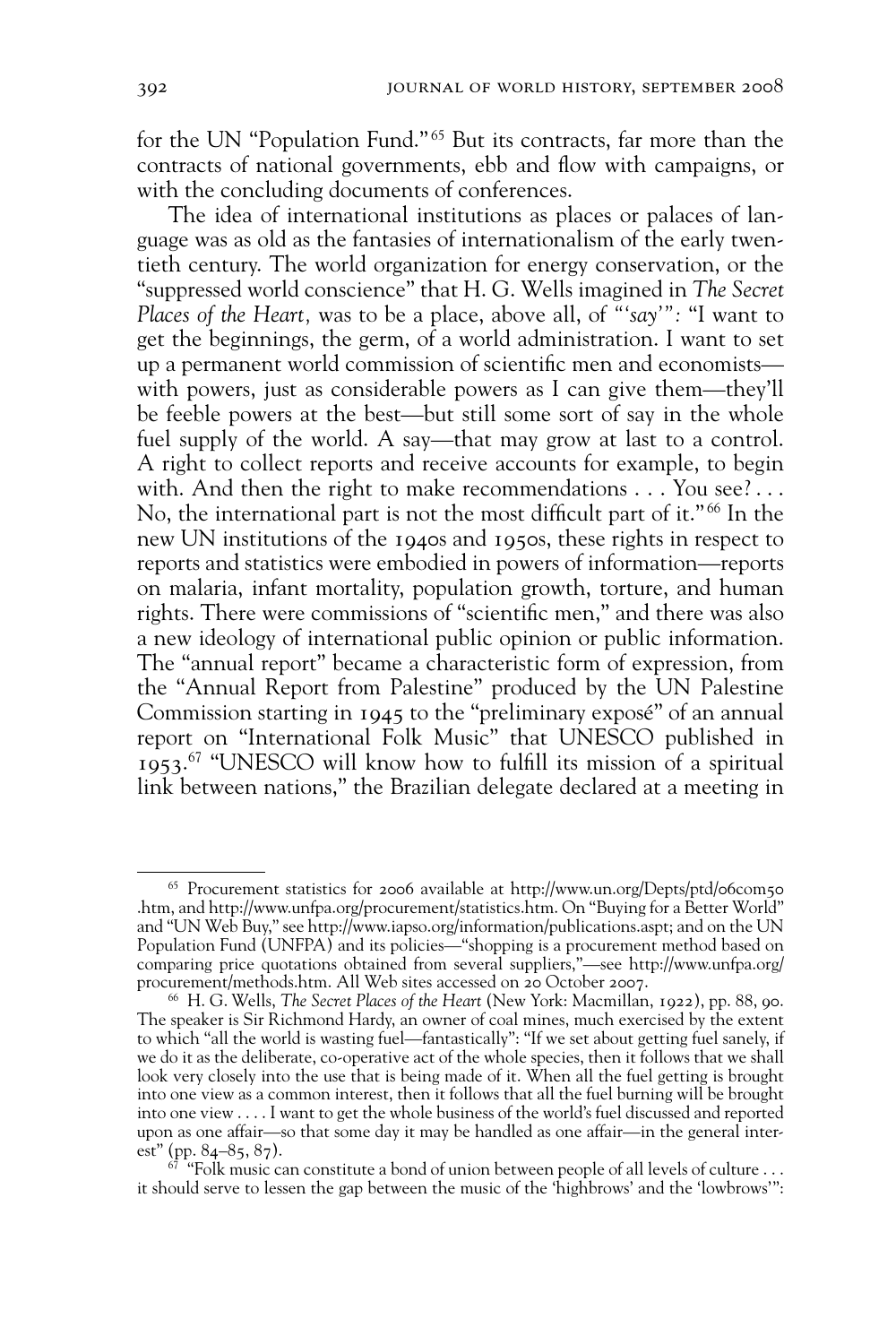for the UN "Population Fund."[65] But its contracts, far more than the contracts of national governments, ebb and flow with campaigns, or with the concluding documents of conferences.

The idea of international institutions as places or palaces of language was as old as the fantasies of internationalism of the early twentieth century. The world organization for energy conservation, or the "suppressed world conscience" that H. G. Wells imagined in *The Secret Places of the Heart,* was to be a place, above all, of "'*say*'": "I want to get the beginnings, the germ, of a world administration. I want to set up a permanent world commission of scientific men and economists—with powers, just as considerable powers as I can give them—they'll be feeble powers at the best—but still some sort of say in the whole fuel supply of the world. A say—that may grow at last to a control. A right to collect reports and receive accounts for example, to begin with. And then the right to make recommendations . . . You see? . . . No, the international part is not the most difficult part of it."[66] In the new UN institutions of the 1940s and 1950s, these rights in respect to reports and statistics were embodied in powers of information—reports on malaria, infant mortality, population growth, torture, and human rights. There were commissions of "scientific men," and there was also a new ideology of international public opinion or public information. The "annual report" became a characteristic form of expression, from the "Annual Report from Palestine" produced by the UN Palestine Commission starting in 1945 to the "preliminary exposé" of an annual report on "International Folk Music" that UNESCO published in 1953.[67] "UNESCO will know how to fulfill its mission of a spiritual link between nations," the Brazilian delegate declared at a meeting in

---

[65] Procurement statistics for 2006 available at http://www.un.org/Depts/ptd/06com50.htm, and http://www.unfpa.org/procurement/statistics.htm. On "Buying for a Better World" and "UN Web Buy," see http://www.iapso.org/information/publications.aspt; and on the UN Population Fund (UNFPA) and its policies—"shopping is a procurement method based on comparing price quotations obtained from several suppliers,"—see http://www.unfpa.org/procurement/methods.htm. All Web sites accessed on 20 October 2007.

[66] H. G. Wells, *The Secret Places of the Heart* (New York: Macmillan, 1922), pp. 88, 90. The speaker is Sir Richmond Hardy, an owner of coal mines, much exercised by the extent to which "all the world is wasting fuel—fantastically": "If we set about getting fuel sanely, if we do it as the deliberate, co-operative act of the whole species, then it follows that we shall look very closely into the use that is being made of it. When all the fuel getting is brought into one view as a common interest, then it follows that all the fuel burning will be brought into one view . . . . I want to get the whole business of the world's fuel discussed and reported upon as one affair—so that some day it may be handled as one affair—in the general interest" (pp. 84–85, 87).

[67] "Folk music can constitute a bond of union between people of all levels of culture . . . it should serve to lessen the gap between the music of the 'highbrows' and the 'lowbrows'":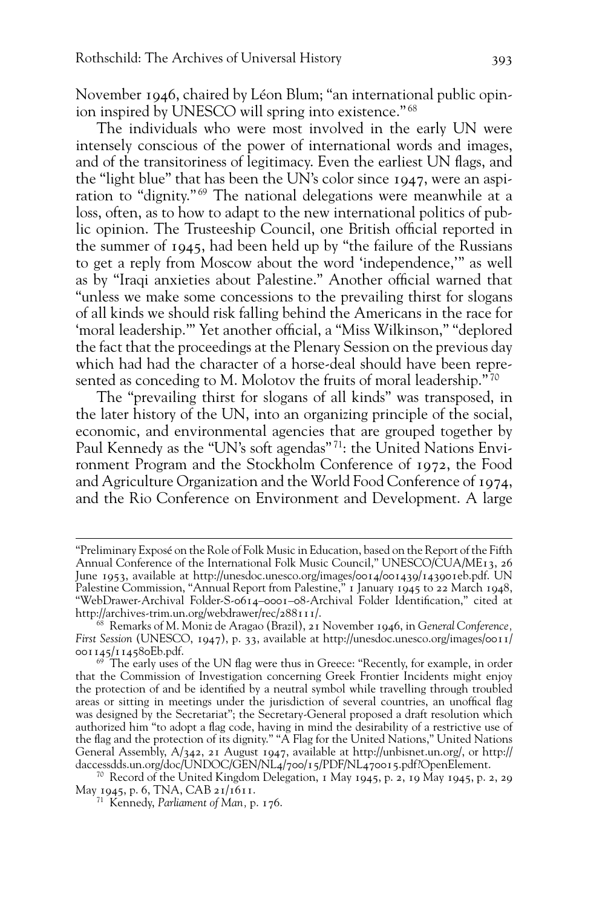November 1946, chaired by Léon Blum; "an international public opinion inspired by UNESCO will spring into existence."[68]

The individuals who were most involved in the early UN were intensely conscious of the power of international words and images, and of the transitoriness of legitimacy. Even the earliest UN flags, and the "light blue" that has been the UN's color since 1947, were an aspiration to "dignity."[69] The national delegations were meanwhile at a loss, often, as to how to adapt to the new international politics of public opinion. The Trusteeship Council, one British official reported in the summer of 1945, had been held up by "the failure of the Russians to get a reply from Moscow about the word 'independence,'" as well as by "Iraqi anxieties about Palestine." Another official warned that "unless we make some concessions to the prevailing thirst for slogans of all kinds we should risk falling behind the Americans in the race for 'moral leadership.'" Yet another official, a "Miss Wilkinson," "deplored the fact that the proceedings at the Plenary Session on the previous day which had had the character of a horse-deal should have been represented as conceding to M. Molotov the fruits of moral leadership."[70]

The "prevailing thirst for slogans of all kinds" was transposed, in the later history of the UN, into an organizing principle of the social, economic, and environmental agencies that are grouped together by Paul Kennedy as the "UN's soft agendas"[71]: the United Nations Environment Program and the Stockholm Conference of 1972, the Food and Agriculture Organization and the World Food Conference of 1974, and the Rio Conference on Environment and Development. A large

---

"Preliminary Exposé on the Role of Folk Music in Education, based on the Report of the Fifth Annual Conference of the International Folk Music Council," UNESCO/CUA/ME13, 26 June 1953, available at http://unesdoc.unesco.org/images/0014/001439/143901eb.pdf. UN Palestine Commission, "Annual Report from Palestine," 1 January 1945 to 22 March 1948, "WebDrawer-Archival Folder-S-0614–0001–08-Archival Folder Identification," cited at http://archives-trim.un.org/webdrawer/rec/288111/.

[68] Remarks of M. Moniz de Aragao (Brazil), 21 November 1946, in *General Conference, First Session* (UNESCO, 1947), p. 33, available at http://unesdoc.unesco.org/images/0011/001145/114580Eb.pdf.

[69] The early uses of the UN flag were thus in Greece: "Recently, for example, in order that the Commission of Investigation concerning Greek Frontier Incidents might enjoy the protection of and be identified by a neutral symbol while travelling through troubled areas or sitting in meetings under the jurisdiction of several countries, an unoffical flag was designed by the Secretariat"; the Secretary-General proposed a draft resolution which authorized him "to adopt a flag code, having in mind the desirability of a restrictive use of the flag and the protection of its dignity." "A Flag for the United Nations," United Nations General Assembly, A/342, 21 August 1947, available at http://unbisnet.un.org/, or http://daccessdds.un.org/doc/UNDOC/GEN/NL4/700/15/PDF/NL470015.pdf?OpenElement.

[70] Record of the United Kingdom Delegation, 1 May 1945, p. 2, 19 May 1945, p. 2, 29 May 1945, p. 6, TNA, CAB 21/1611.

[71] Kennedy, *Parliament of Man*, p. 176.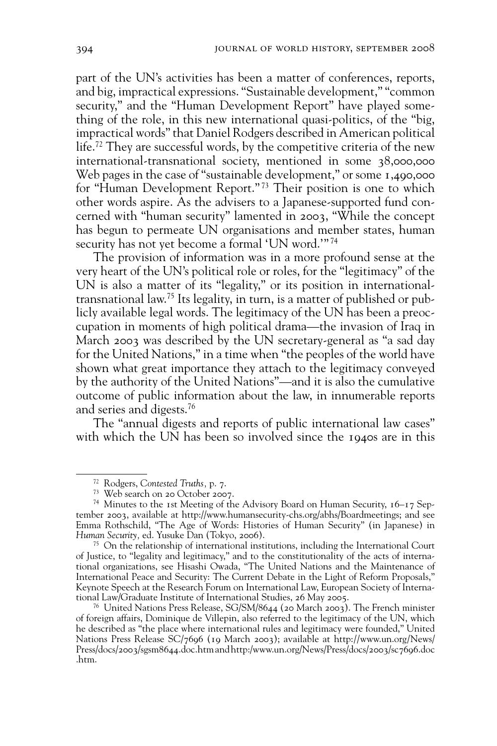part of the UN's activities has been a matter of conferences, reports, and big, impractical expressions. "Sustainable development," "common security," and the "Human Development Report" have played something of the role, in this new international quasi-politics, of the "big, impractical words" that Daniel Rodgers described in American political life.[72] They are successful words, by the competitive criteria of the new international-transnational society, mentioned in some 38,000,000 Web pages in the case of "sustainable development," or some 1,490,000 for "Human Development Report."[73] Their position is one to which other words aspire. As the advisers to a Japanese-supported fund concerned with "human security" lamented in 2003, "While the concept has begun to permeate UN organisations and member states, human security has not yet become a formal 'UN word.'"[74]

The provision of information was in a more profound sense at the very heart of the UN's political role or roles, for the "legitimacy" of the UN is also a matter of its "legality," or its position in international-transnational law.[75] Its legality, in turn, is a matter of published or publicly available legal words. The legitimacy of the UN has been a preoccupation in moments of high political drama—the invasion of Iraq in March 2003 was described by the UN secretary-general as "a sad day for the United Nations," in a time when "the peoples of the world have shown what great importance they attach to the legitimacy conveyed by the authority of the United Nations"—and it is also the cumulative outcome of public information about the law, in innumerable reports and series and digests.[76]

The "annual digests and reports of public international law cases" with which the UN has been so involved since the 1940s are in this

---

[72] Rodgers, *Contested Truths*, p. 7.

[73] Web search on 20 October 2007.

[74] Minutes to the 1st Meeting of the Advisory Board on Human Security, 16–17 September 2003, available at http://www.humansecurity-chs.org/abhs/Boardmeetings; and see Emma Rothschild, "The Age of Words: Histories of Human Security" (in Japanese) in *Human Security*, ed. Yusuke Dan (Tokyo, 2006).

[75] On the relationship of international institutions, including the International Court of Justice, to "legality and legitimacy," and to the constitutionality of the acts of international organizations, see Hisashi Owada, "The United Nations and the Maintenance of International Peace and Security: The Current Debate in the Light of Reform Proposals," Keynote Speech at the Research Forum on International Law, European Society of International Law/Graduate Institute of International Studies, 26 May 2005.

[76] United Nations Press Release, SG/SM/8644 (20 March 2003). The French minister of foreign affairs, Dominique de Villepin, also referred to the legitimacy of the UN, which he described as "the place where international rules and legitimacy were founded," United Nations Press Release SC/7696 (19 March 2003); available at http://www.un.org/News/Press/docs/2003/sgsm8644.doc.htm and http:/www.un.org/News/Press/docs/2003/sc7696.doc.htm.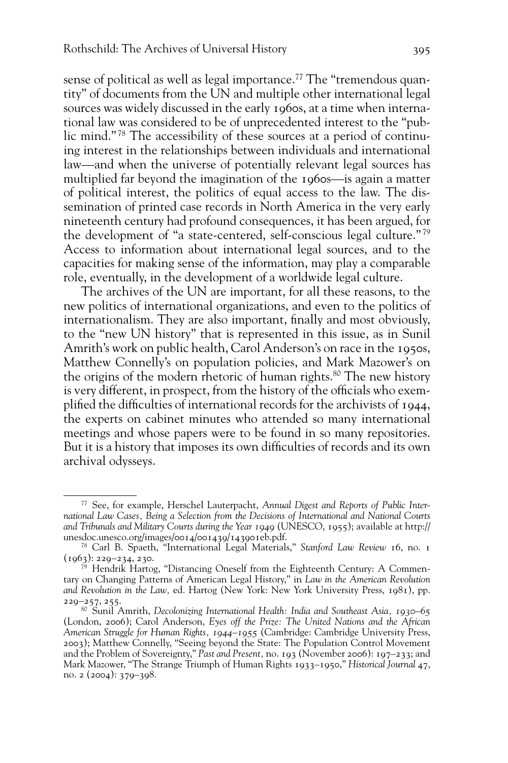sense of political as well as legal importance.[77] The "tremendous quantity" of documents from the UN and multiple other international legal sources was widely discussed in the early 1960s, at a time when international law was considered to be of unprecedented interest to the "public mind."[78] The accessibility of these sources at a period of continuing interest in the relationships between individuals and international law—and when the universe of potentially relevant legal sources has multiplied far beyond the imagination of the 1960s—is again a matter of political interest, the politics of equal access to the law. The dissemination of printed case records in North America in the very early nineteenth century had profound consequences, it has been argued, for the development of "a state-centered, self-conscious legal culture."[79] Access to information about international legal sources, and to the capacities for making sense of the information, may play a comparable role, eventually, in the development of a worldwide legal culture.

The archives of the UN are important, for all these reasons, to the new politics of international organizations, and even to the politics of internationalism. They are also important, finally and most obviously, to the "new UN history" that is represented in this issue, as in Sunil Amrith's work on public health, Carol Anderson's on race in the 1950s, Matthew Connelly's on population policies, and Mark Mazower's on the origins of the modern rhetoric of human rights.[80] The new history is very different, in prospect, from the history of the officials who exemplified the difficulties of international records for the archivists of 1944, the experts on cabinet minutes who attended so many international meetings and whose papers were to be found in so many repositories. But it is a history that imposes its own difficulties of records and its own archival odysseys.

---

[77] See, for example, Herschel Lauterpacht, *Annual Digest and Reports of Public International Law Cases, Being a Selection from the Decisions of International and National Courts and Tribunals and Military Courts during the Year 1949* (UNESCO, 1955); available at http://unesdoc.unesco.org/images/0014/001439/143901eb.pdf.

[78] Carl B. Spaeth, "International Legal Materials," *Stanford Law Review* 16, no. 1 (1963): 229–234, 230.

[79] Hendrik Hartog, "Distancing Oneself from the Eighteenth Century: A Commentary on Changing Patterns of American Legal History," in *Law in the American Revolution and Revolution in the Law,* ed. Hartog (New York: New York University Press, 1981), pp. 229–257, 255.

[80] Sunil Amrith, *Decolonizing International Health: India and Southeast Asia, 1930–65* (London, 2006); Carol Anderson, *Eyes off the Prize: The United Nations and the African American Struggle for Human Rights, 1944–1955* (Cambridge: Cambridge University Press, 2003); Matthew Connelly, "Seeing beyond the State: The Population Control Movement and the Problem of Sovereignty," *Past and Present,* no. 193 (November 2006): 197–233; and Mark Mazower, "The Strange Triumph of Human Rights 1933–1950," *Historical Journal* 47, no. 2 (2004): 379–398.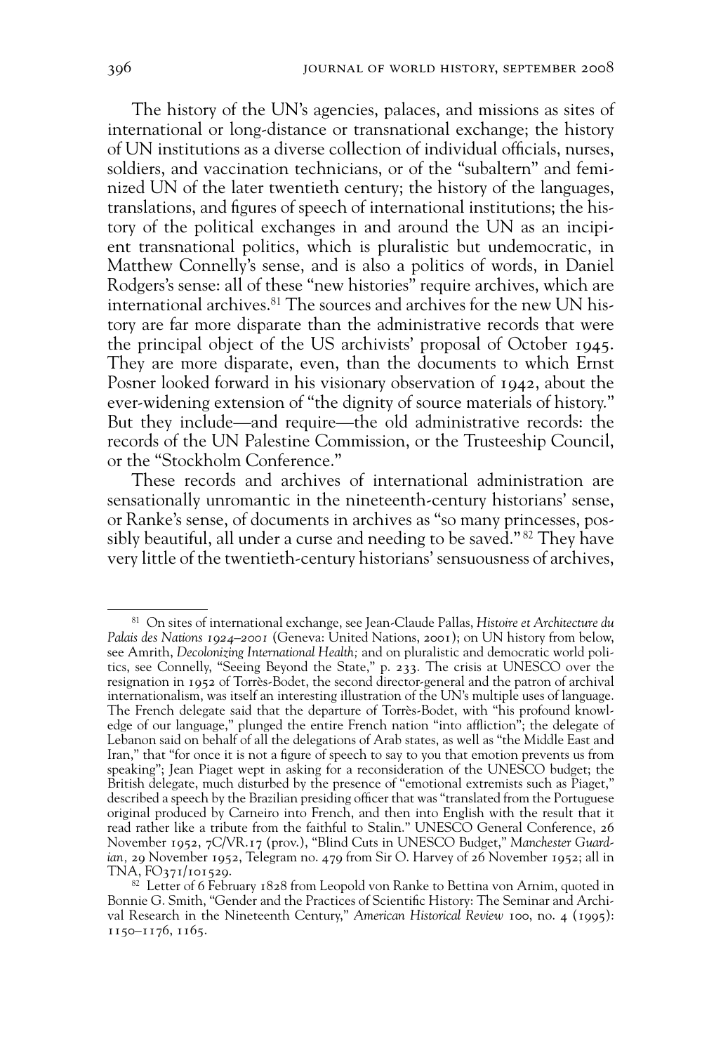The history of the UN's agencies, palaces, and missions as sites of international or long-distance or transnational exchange; the history of UN institutions as a diverse collection of individual officials, nurses, soldiers, and vaccination technicians, or of the "subaltern" and feminized UN of the later twentieth century; the history of the languages, translations, and figures of speech of international institutions; the history of the political exchanges in and around the UN as an incipient transnational politics, which is pluralistic but undemocratic, in Matthew Connelly's sense, and is also a politics of words, in Daniel Rodgers's sense: all of these "new histories" require archives, which are international archives.[81] The sources and archives for the new UN history are far more disparate than the administrative records that were the principal object of the US archivists' proposal of October 1945. They are more disparate, even, than the documents to which Ernst Posner looked forward in his visionary observation of 1942, about the ever-widening extension of "the dignity of source materials of history." But they include—and require—the old administrative records: the records of the UN Palestine Commission, or the Trusteeship Council, or the "Stockholm Conference."

These records and archives of international administration are sensationally unromantic in the nineteenth-century historians' sense, or Ranke's sense, of documents in archives as "so many princesses, possibly beautiful, all under a curse and needing to be saved."[82] They have very little of the twentieth-century historians' sensuousness of archives,

---

[81] On sites of international exchange, see Jean-Claude Pallas, *Histoire et Architecture du Palais des Nations 1924–2001* (Geneva: United Nations, 2001); on UN history from below, see Amrith, *Decolonizing International Health;* and on pluralistic and democratic world politics, see Connelly, "Seeing Beyond the State," p. 233. The crisis at UNESCO over the resignation in 1952 of Torrès-Bodet, the second director-general and the patron of archival internationalism, was itself an interesting illustration of the UN's multiple uses of language. The French delegate said that the departure of Torrès-Bodet, with "his profound knowledge of our language," plunged the entire French nation "into affliction"; the delegate of Lebanon said on behalf of all the delegations of Arab states, as well as "the Middle East and Iran," that "for once it is not a figure of speech to say to you that emotion prevents us from speaking"; Jean Piaget wept in asking for a reconsideration of the UNESCO budget; the British delegate, much disturbed by the presence of "emotional extremists such as Piaget," described a speech by the Brazilian presiding officer that was "translated from the Portuguese original produced by Carneiro into French, and then into English with the result that it read rather like a tribute from the faithful to Stalin." UNESCO General Conference, 26 November 1952, 7C/VR.17 (prov.), "Blind Cuts in UNESCO Budget," *Manchester Guardian,* 29 November 1952, Telegram no. 479 from Sir O. Harvey of 26 November 1952; all in TNA, FO371/101529.

[82] Letter of 6 February 1828 from Leopold von Ranke to Bettina von Arnim, quoted in Bonnie G. Smith, "Gender and the Practices of Scientific History: The Seminar and Archival Research in the Nineteenth Century," *American Historical Review* 100, no. 4 (1995): 1150–1176, 1165.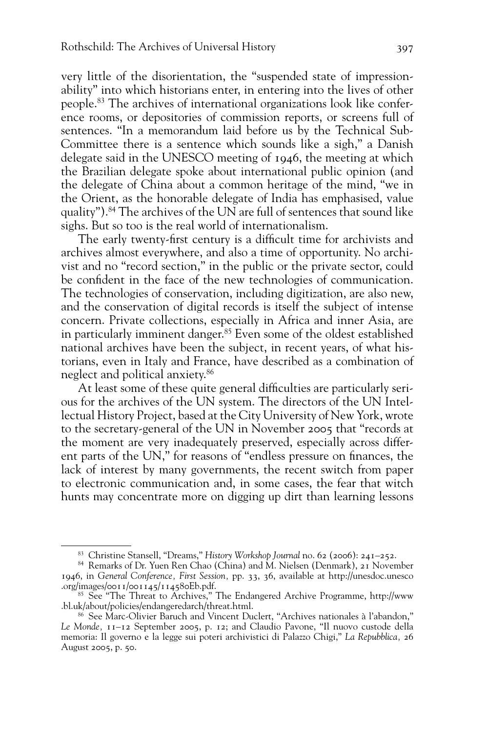very little of the disorientation, the "suspended state of impressionability" into which historians enter, in entering into the lives of other people.[83] The archives of international organizations look like conference rooms, or depositories of commission reports, or screens full of sentences. "In a memorandum laid before us by the Technical Sub-Committee there is a sentence which sounds like a sigh," a Danish delegate said in the UNESCO meeting of 1946, the meeting at which the Brazilian delegate spoke about international public opinion (and the delegate of China about a common heritage of the mind, "we in the Orient, as the honorable delegate of India has emphasised, value quality").[84] The archives of the UN are full of sentences that sound like sighs. But so too is the real world of internationalism.

The early twenty-first century is a difficult time for archivists and archives almost everywhere, and also a time of opportunity. No archivist and no "record section," in the public or the private sector, could be confident in the face of the new technologies of communication. The technologies of conservation, including digitization, are also new, and the conservation of digital records is itself the subject of intense concern. Private collections, especially in Africa and inner Asia, are in particularly imminent danger.[85] Even some of the oldest established national archives have been the subject, in recent years, of what historians, even in Italy and France, have described as a combination of neglect and political anxiety.[86]

At least some of these quite general difficulties are particularly serious for the archives of the UN system. The directors of the UN Intellectual History Project, based at the City University of New York, wrote to the secretary-general of the UN in November 2005 that "records at the moment are very inadequately preserved, especially across different parts of the UN," for reasons of "endless pressure on finances, the lack of interest by many governments, the recent switch from paper to electronic communication and, in some cases, the fear that witch hunts may concentrate more on digging up dirt than learning lessons

---

[83] Christine Stansell, "Dreams," *History Workshop Journal* no. 62 (2006): 241–252.

[84] Remarks of Dr. Yuen Ren Chao (China) and M. Nielsen (Denmark), 21 November 1946, in *General Conference, First Session,* pp. 33, 36, available at http://unesdoc.unesco.org/images/0011/001145/114580Eb.pdf.

[85] See "The Threat to Archives," The Endangered Archive Programme, http://www.bl.uk/about/policies/endangeredarch/threat.html.

[86] See Marc-Olivier Baruch and Vincent Duclert, "Archives nationales à l'abandon," *Le Monde,* 11–12 September 2005, p. 12; and Claudio Pavone, "Il nuovo custode della memoria: Il governo e la legge sui poteri archivistici di Palazzo Chigi," *La Repubblica,* 26 August 2005, p. 50.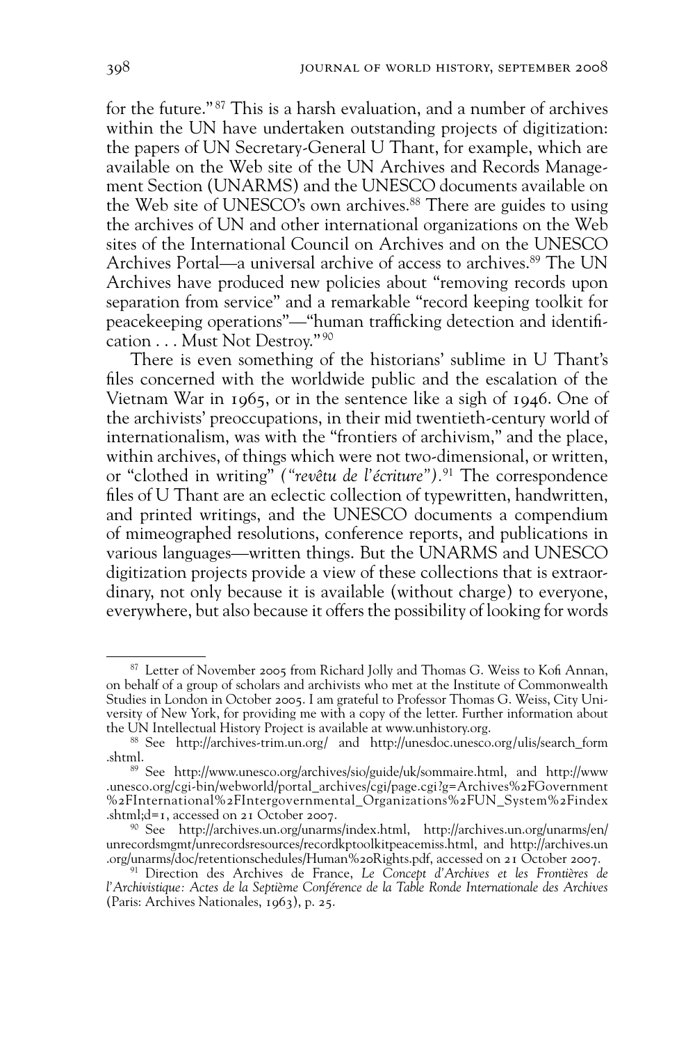for the future."[87] This is a harsh evaluation, and a number of archives within the UN have undertaken outstanding projects of digitization: the papers of UN Secretary-General U Thant, for example, which are available on the Web site of the UN Archives and Records Management Section (UNARMS) and the UNESCO documents available on the Web site of UNESCO's own archives.[88] There are guides to using the archives of UN and other international organizations on the Web sites of the International Council on Archives and on the UNESCO Archives Portal—a universal archive of access to archives.[89] The UN Archives have produced new policies about "removing records upon separation from service" and a remarkable "record keeping toolkit for peacekeeping operations"—"human trafficking detection and identification . . . Must Not Destroy."[90]

There is even something of the historians' sublime in U Thant's files concerned with the worldwide public and the escalation of the Vietnam War in 1965, or in the sentence like a sigh of 1946. One of the archivists' preoccupations, in their mid twentieth-century world of internationalism, was with the "frontiers of archivism," and the place, within archives, of things which were not two-dimensional, or written, or "clothed in writing" *("revêtu de l'écriture")*.[91] The correspondence files of U Thant are an eclectic collection of typewritten, handwritten, and printed writings, and the UNESCO documents a compendium of mimeographed resolutions, conference reports, and publications in various languages—written things. But the UNARMS and UNESCO digitization projects provide a view of these collections that is extraordinary, not only because it is available (without charge) to everyone, everywhere, but also because it offers the possibility of looking for words

---

[87] Letter of November 2005 from Richard Jolly and Thomas G. Weiss to Kofi Annan, on behalf of a group of scholars and archivists who met at the Institute of Commonwealth Studies in London in October 2005. I am grateful to Professor Thomas G. Weiss, City University of New York, for providing me with a copy of the letter. Further information about the UN Intellectual History Project is available at www.unhistory.org.

[88] See http://archives-trim.un.org/ and http://unesdoc.unesco.org/ulis/search_form.shtml.

[89] See http://www.unesco.org/archives/sio/guide/uk/sommaire.html, and http://www.unesco.org/cgi-bin/webworld/portal_archives/cgi/page.cgi?g=Archives%2FGovernment%2FInternational%2FIntergovernmental_Organizations%2FUN_System%2Findex.shtml;d=1, accessed on 21 October 2007.

[90] See http://archives.un.org/unarms/index.html, http://archives.un.org/unarms/en/unrecordsmgmt/unrecordsresources/recordkptoolkitpeacemiss.html, and http://archives.un.org/unarms/doc/retentionschedules/Human%20Rights.pdf, accessed on 21 October 2007.

[91] Direction des Archives de France, *Le Concept d'Archives et les Frontières de l'Archivistique: Actes de la Septième Conférence de la Table Ronde Internationale des Archives* (Paris: Archives Nationales, 1963), p. 25.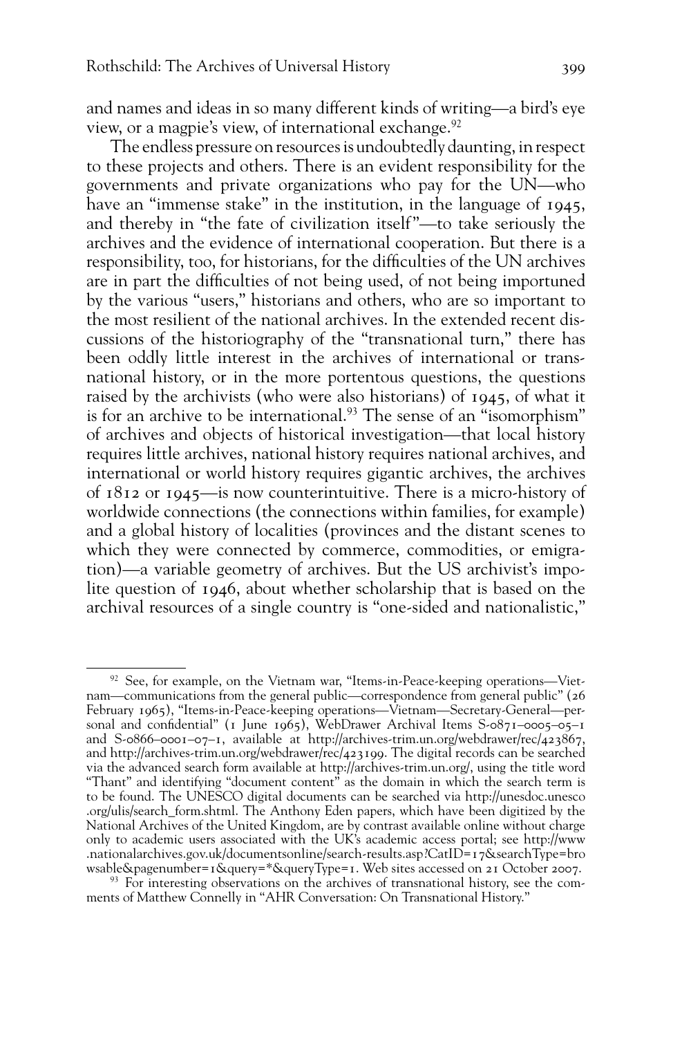and names and ideas in so many different kinds of writing—a bird's eye view, or a magpie's view, of international exchange.[92]

The endless pressure on resources is undoubtedly daunting, in respect to these projects and others. There is an evident responsibility for the governments and private organizations who pay for the UN—who have an "immense stake" in the institution, in the language of 1945, and thereby in "the fate of civilization itself"—to take seriously the archives and the evidence of international cooperation. But there is a responsibility, too, for historians, for the difficulties of the UN archives are in part the difficulties of not being used, of not being importuned by the various "users," historians and others, who are so important to the most resilient of the national archives. In the extended recent discussions of the historiography of the "transnational turn," there has been oddly little interest in the archives of international or transnational history, or in the more portentous questions, the questions raised by the archivists (who were also historians) of 1945, of what it is for an archive to be international.[93] The sense of an "isomorphism" of archives and objects of historical investigation—that local history requires little archives, national history requires national archives, and international or world history requires gigantic archives, the archives of 1812 or 1945—is now counterintuitive. There is a micro-history of worldwide connections (the connections within families, for example) and a global history of localities (provinces and the distant scenes to which they were connected by commerce, commodities, or emigration)—a variable geometry of archives. But the US archivist's impolite question of 1946, about whether scholarship that is based on the archival resources of a single country is "one-sided and nationalistic,"

---

[92] See, for example, on the Vietnam war, "Items-in-Peace-keeping operations—Vietnam—communications from the general public—correspondence from general public" (26 February 1965), "Items-in-Peace-keeping operations—Vietnam—Secretary-General—personal and confidential" (1 June 1965), WebDrawer Archival Items S-0871–0005–05–1 and S-0866–0001–07–1, available at http://archives-trim.un.org/webdrawer/rec/423867, and http://archives-trim.un.org/webdrawer/rec/423199. The digital records can be searched via the advanced search form available at http://archives-trim.un.org/, using the title word "Thant" and identifying "document content" as the domain in which the search term is to be found. The UNESCO digital documents can be searched via http://unesdoc.unesco.org/ulis/search_form.shtml. The Anthony Eden papers, which have been digitized by the National Archives of the United Kingdom, are by contrast available online without charge only to academic users associated with the UK's academic access portal; see http://www.nationalarchives.gov.uk/documentsonline/search-results.asp?CatID=17&searchType=browsable&pagenumber=1&query=*&queryType=1. Web sites accessed on 21 October 2007.

[93] For interesting observations on the archives of transnational history, see the comments of Matthew Connelly in "AHR Conversation: On Transnational History."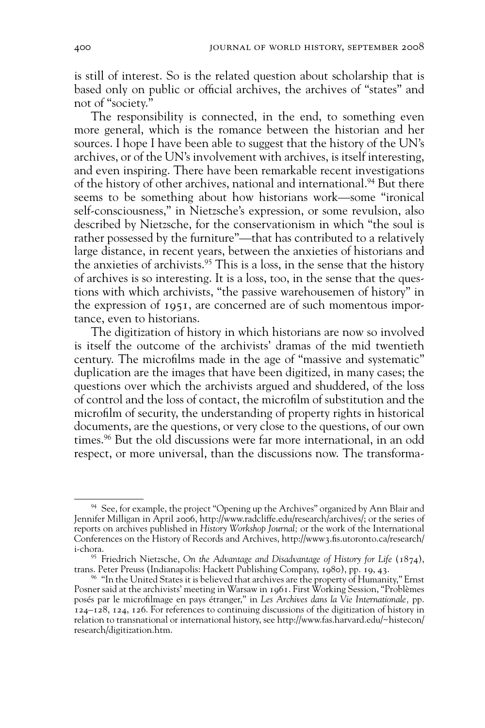is still of interest. So is the related question about scholarship that is based only on public or official archives, the archives of "states" and not of "society."

The responsibility is connected, in the end, to something even more general, which is the romance between the historian and her sources. I hope I have been able to suggest that the history of the UN's archives, or of the UN's involvement with archives, is itself interesting, and even inspiring. There have been remarkable recent investigations of the history of other archives, national and international.[94] But there seems to be something about how historians work—some "ironical self-consciousness," in Nietzsche's expression, or some revulsion, also described by Nietzsche, for the conservationism in which "the soul is rather possessed by the furniture"—that has contributed to a relatively large distance, in recent years, between the anxieties of historians and the anxieties of archivists.[95] This is a loss, in the sense that the history of archives is so interesting. It is a loss, too, in the sense that the questions with which archivists, "the passive warehousemen of history" in the expression of 1951, are concerned are of such momentous importance, even to historians.

The digitization of history in which historians are now so involved is itself the outcome of the archivists' dramas of the mid twentieth century. The microfilms made in the age of "massive and systematic" duplication are the images that have been digitized, in many cases; the questions over which the archivists argued and shuddered, of the loss of control and the loss of contact, the microfilm of substitution and the microfilm of security, the understanding of property rights in historical documents, are the questions, or very close to the questions, of our own times.[96] But the old discussions were far more international, in an odd respect, or more universal, than the discussions now. The transforma-

---

[94] See, for example, the project "Opening up the Archives" organized by Ann Blair and Jennifer Milligan in April 2006, http://www.radcliffe.edu/research/archives/; or the series of reports on archives published in *History Workshop Journal;* or the work of the International Conferences on the History of Records and Archives, http://www3.fis.utoronto.ca/research/i-chora.

[95] Friedrich Nietzsche, *On the Advantage and Disadvantage of History for Life* (1874), trans. Peter Preuss (Indianapolis: Hackett Publishing Company, 1980), pp. 19, 43.

[96] "In the United States it is believed that archives are the property of Humanity," Ernst Posner said at the archivists' meeting in Warsaw in 1961. First Working Session, "Problèmes posés par le microfilmage en pays étranger," in *Les Archives dans la Vie Internationale,* pp. 124–128, 124, 126. For references to continuing discussions of the digitization of history in relation to transnational or international history, see http://www.fas.harvard.edu/~histecon/research/digitization.htm.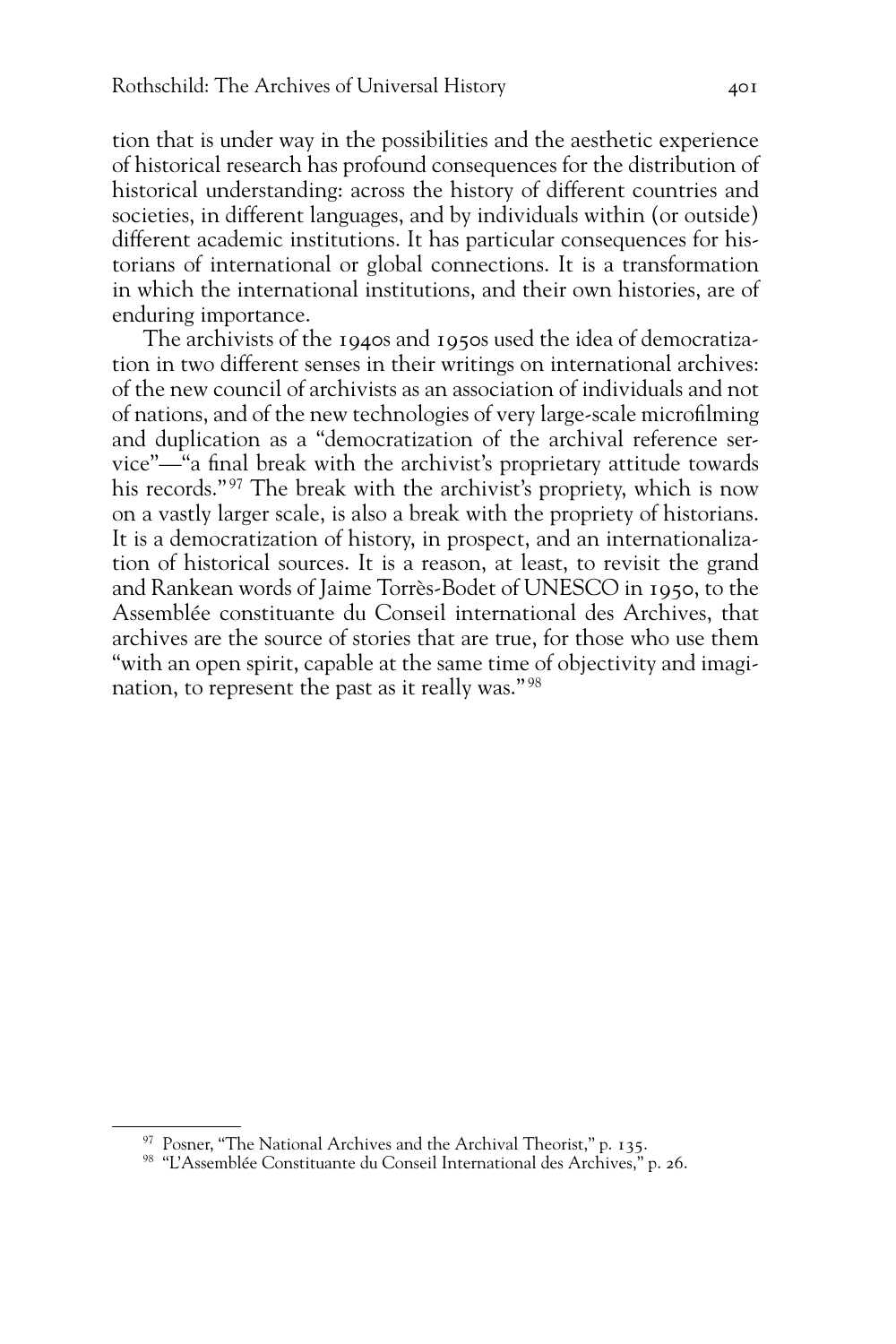tion that is under way in the possibilities and the aesthetic experience of historical research has profound consequences for the distribution of historical understanding: across the history of different countries and societies, in different languages, and by individuals within (or outside) different academic institutions. It has particular consequences for historians of international or global connections. It is a transformation in which the international institutions, and their own histories, are of enduring importance.

The archivists of the 1940s and 1950s used the idea of democratization in two different senses in their writings on international archives: of the new council of archivists as an association of individuals and not of nations, and of the new technologies of very large-scale microfilming and duplication as a "democratization of the archival reference service"—"a final break with the archivist's proprietary attitude towards his records."[97] The break with the archivist's propriety, which is now on a vastly larger scale, is also a break with the propriety of historians. It is a democratization of history, in prospect, and an internationalization of historical sources. It is a reason, at least, to revisit the grand and Rankean words of Jaime Torrès-Bodet of UNESCO in 1950, to the Assemblée constituante du Conseil international des Archives, that archives are the source of stories that are true, for those who use them "with an open spirit, capable at the same time of objectivity and imagination, to represent the past as it really was."[98]

---

[97] Posner, "The National Archives and the Archival Theorist," p. 135.

[98] "L'Assemblée Constituante du Conseil International des Archives," p. 26.